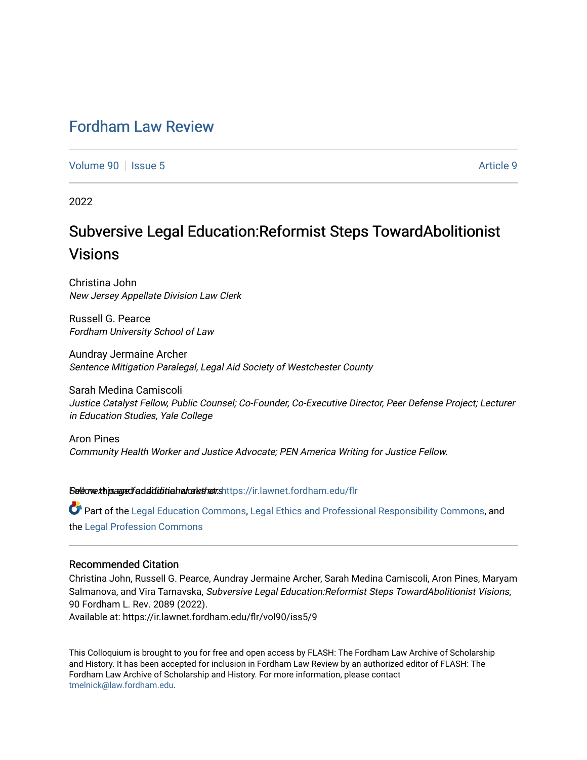# Fordham Law Review

Volume 90 | Issue 5 | Article 9

2022

## Subversive Legal Education:Reformist Steps TowardAbolitionist Visions

Christina John
*New Jersey Appellate Division Law Clerk*

Russell G. Pearce
*Fordham University School of Law*

Aundray Jermaine Archer
*Sentence Mitigation Paralegal, Legal Aid Society of Westchester County*

Sarah Medina Camiscoli
*Justice Catalyst Fellow, Public Counsel; Co-Founder, Co-Executive Director, Peer Defense Project; Lecturer in Education Studies, Yale College*

Aron Pines
*Community Health Worker and Justice Advocate; PEN America Writing for Justice Fellow.*

See next page for additional authors

Follow this and additional works at: https://ir.lawnet.fordham.edu/flr

Part of the Legal Education Commons, Legal Ethics and Professional Responsibility Commons, and the Legal Profession Commons

### Recommended Citation

Christina John, Russell G. Pearce, Aundray Jermaine Archer, Sarah Medina Camiscoli, Aron Pines, Maryam Salmanova, and Vira Tarnavska, *Subversive Legal Education:Reformist Steps TowardAbolitionist Visions*, 90 Fordham L. Rev. 2089 (2022).
Available at: https://ir.lawnet.fordham.edu/flr/vol90/iss5/9

This Colloquium is brought to you for free and open access by FLASH: The Fordham Law Archive of Scholarship and History. It has been accepted for inclusion in Fordham Law Review by an authorized editor of FLASH: The Fordham Law Archive of Scholarship and History. For more information, please contact tmelnick@law.fordham.edu.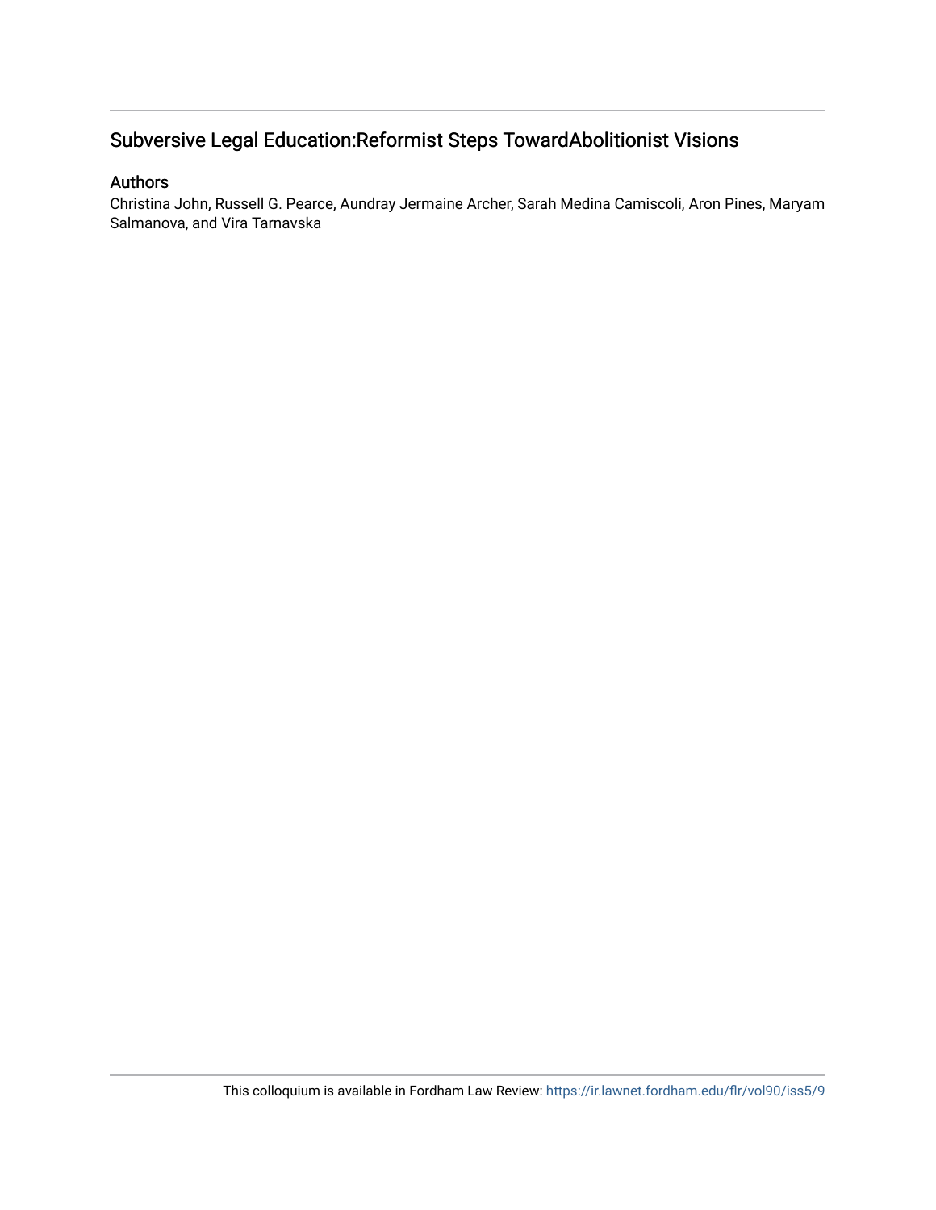# Subversive Legal Education:Reformist Steps TowardAbolitionist Visions

## Authors

Christina John, Russell G. Pearce, Aundray Jermaine Archer, Sarah Medina Camiscoli, Aron Pines, Maryam Salmanova, and Vira Tarnavska

This colloquium is available in Fordham Law Review: https://ir.lawnet.fordham.edu/flr/vol90/iss5/9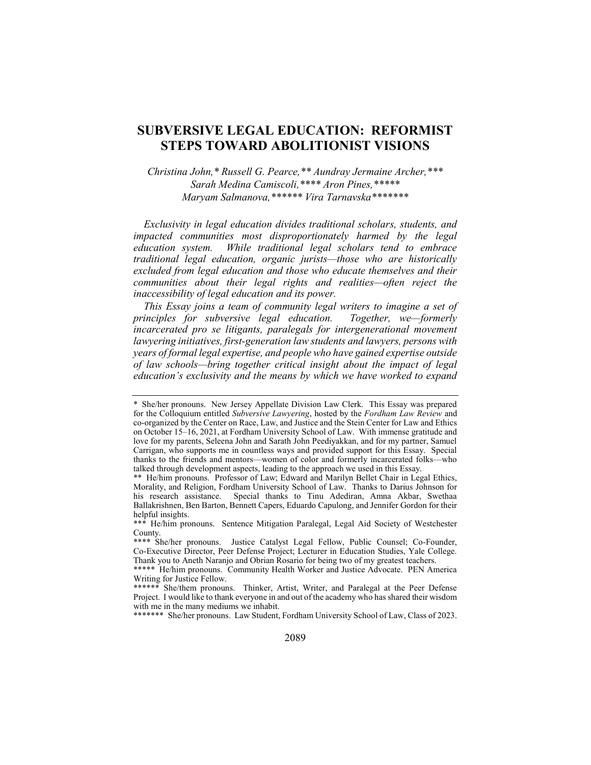# SUBVERSIVE LEGAL EDUCATION: REFORMIST STEPS TOWARD ABOLITIONIST VISIONS

*Christina John,\* Russell G. Pearce,\*\* Aundray Jermaine Archer,\*\*\* Sarah Medina Camiscoli,\*\*\*\* Aron Pines,\*\*\*\*\* Maryam Salmanova,\*\*\*\*\*\* Vira Tarnavska\*\*\*\*\*\*\**

*Exclusivity in legal education divides traditional scholars, students, and impacted communities most disproportionately harmed by the legal education system. While traditional legal scholars tend to embrace traditional legal education, organic jurists—those who are historically excluded from legal education and those who educate themselves and their communities about their legal rights and realities—often reject the inaccessibility of legal education and its power.*

*This Essay joins a team of community legal writers to imagine a set of principles for subversive legal education. Together, we—formerly incarcerated pro se litigants, paralegals for intergenerational movement lawyering initiatives, first-generation law students and lawyers, persons with years of formal legal expertise, and people who have gained expertise outside of law schools—bring together critical insight about the impact of legal education's exclusivity and the means by which we have worked to expand*

---

\* She/her pronouns. New Jersey Appellate Division Law Clerk. This Essay was prepared for the Colloquium entitled *Subversive Lawyering*, hosted by the *Fordham Law Review* and co-organized by the Center on Race, Law, and Justice and the Stein Center for Law and Ethics on October 15–16, 2021, at Fordham University School of Law. With immense gratitude and love for my parents, Seleena John and Sarath John Peediyakkan, and for my partner, Samuel Carrigan, who supports me in countless ways and provided support for this Essay. Special thanks to the friends and mentors—women of color and formerly incarcerated folks—who talked through development aspects, leading to the approach we used in this Essay.

\*\* He/him pronouns. Professor of Law; Edward and Marilyn Bellet Chair in Legal Ethics, Morality, and Religion, Fordham University School of Law. Thanks to Darius Johnson for his research assistance. Special thanks to Tinu Adediran, Amna Akbar, Swethaa Ballakrishnen, Ben Barton, Bennett Capers, Eduardo Capulong, and Jennifer Gordon for their helpful insights.

\*\*\* He/him pronouns. Sentence Mitigation Paralegal, Legal Aid Society of Westchester County.

\*\*\*\* She/her pronouns. Justice Catalyst Legal Fellow, Public Counsel; Co-Founder, Co-Executive Director, Peer Defense Project; Lecturer in Education Studies, Yale College. Thank you to Aneth Naranjo and Obrian Rosario for being two of my greatest teachers.

\*\*\*\*\* He/him pronouns. Community Health Worker and Justice Advocate. PEN America Writing for Justice Fellow.

\*\*\*\*\*\* She/them pronouns. Thinker, Artist, Writer, and Paralegal at the Peer Defense Project. I would like to thank everyone in and out of the academy who has shared their wisdom with me in the many mediums we inhabit.

\*\*\*\*\*\*\* She/her pronouns. Law Student, Fordham University School of Law, Class of 2023.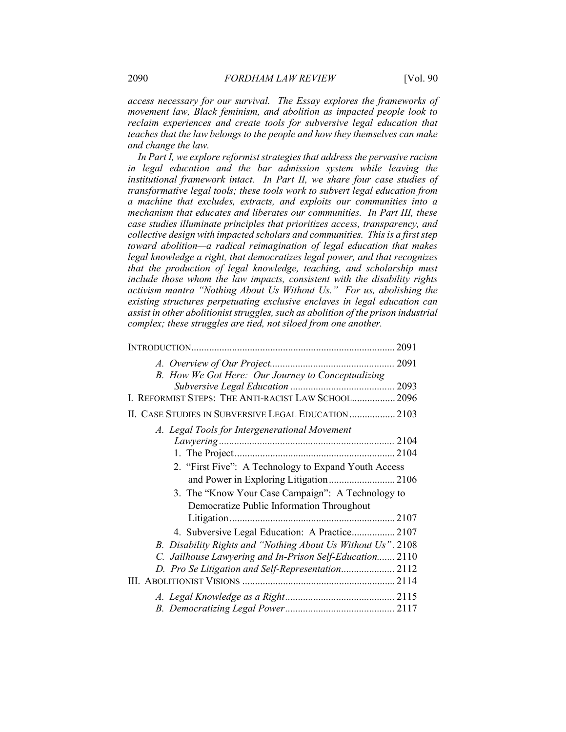*access necessary for our survival. The Essay explores the frameworks of movement law, Black feminism, and abolition as impacted people look to reclaim experiences and create tools for subversive legal education that teaches that the law belongs to the people and how they themselves can make and change the law.*

*In Part I, we explore reformist strategies that address the pervasive racism in legal education and the bar admission system while leaving the institutional framework intact. In Part II, we share four case studies of transformative legal tools; these tools work to subvert legal education from a machine that excludes, extracts, and exploits our communities into a mechanism that educates and liberates our communities. In Part III, these case studies illuminate principles that prioritizes access, transparency, and collective design with impacted scholars and communities. This is a first step toward abolition—a radical reimagination of legal education that makes legal knowledge a right, that democratizes legal power, and that recognizes that the production of legal knowledge, teaching, and scholarship must include those whom the law impacts, consistent with the disability rights activism mantra "Nothing About Us Without Us." For us, abolishing the existing structures perpetuating exclusive enclaves in legal education can assist in other abolitionist struggles, such as abolition of the prison industrial complex; these struggles are tied, not siloed from one another.*

INTRODUCTION ........ 2091

- *A. Overview of Our Project* ........ 2091
- *B. How We Got Here: Our Journey to Conceptualizing Subversive Legal Education* ........ 2093

I. REFORMIST STEPS: THE ANTI-RACIST LAW SCHOOL ........ 2096

II. CASE STUDIES IN SUBVERSIVE LEGAL EDUCATION ........ 2103

- *A. Legal Tools for Intergenerational Movement Lawyering* ........ 2104
  1. The Project ........ 2104
  2. "First Five": A Technology to Expand Youth Access and Power in Exploring Litigation ........ 2106
  3. The "Know Your Case Campaign": A Technology to Democratize Public Information Throughout Litigation ........ 2107
  4. Subversive Legal Education: A Practice ........ 2107
- *B. Disability Rights and "Nothing About Us Without Us"* ........ 2108
- *C. Jailhouse Lawyering and In-Prison Self-Education* ........ 2110
- *D. Pro Se Litigation and Self-Representation* ........ 2112

III. ABOLITIONIST VISIONS ........ 2114

- *A. Legal Knowledge as a Right* ........ 2115
- *B. Democratizing Legal Power* ........ 2117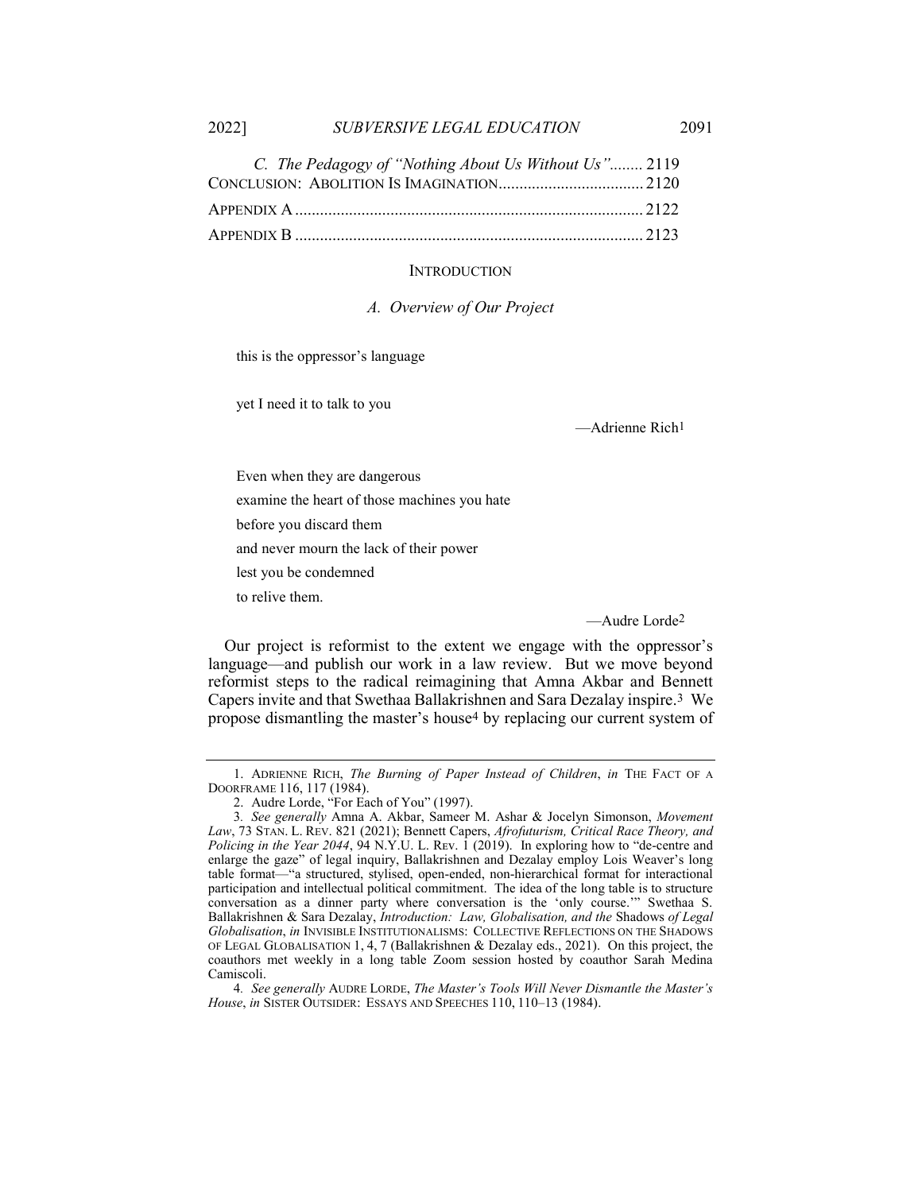*C. The Pedagogy of "Nothing About Us Without Us"*........ 2119
CONCLUSION: ABOLITION IS IMAGINATION.................................. 2120
APPENDIX A ................................................................................... 2122
APPENDIX B ................................................................................... 2123

## INTRODUCTION

### *A. Overview of Our Project*

> this is the oppressor's language
>
> yet I need it to talk to you
>
> —Adrienne Rich[1]

> Even when they are dangerous
> examine the heart of those machines you hate
> before you discard them
> and never mourn the lack of their power
> lest you be condemned
> to relive them.
>
> —Audre Lorde[2]

Our project is reformist to the extent we engage with the oppressor's language—and publish our work in a law review. But we move beyond reformist steps to the radical reimagining that Amna Akbar and Bennett Capers invite and that Swethaa Ballakrishnen and Sara Dezalay inspire.[3] We propose dismantling the master's house[4] by replacing our current system of

---

1. ADRIENNE RICH, *The Burning of Paper Instead of Children*, *in* THE FACT OF A DOORFRAME 116, 117 (1984).

2. Audre Lorde, "For Each of You" (1997).

3. *See generally* Amna A. Akbar, Sameer M. Ashar & Jocelyn Simonson, *Movement Law*, 73 STAN. L. REV. 821 (2021); Bennett Capers, *Afrofuturism, Critical Race Theory, and Policing in the Year 2044*, 94 N.Y.U. L. REV. 1 (2019). In exploring how to "de-centre and enlarge the gaze" of legal inquiry, Ballakrishnen and Dezalay employ Lois Weaver's long table format—"a structured, stylised, open-ended, non-hierarchical format for interactional participation and intellectual political commitment. The idea of the long table is to structure conversation as a dinner party where conversation is the 'only course.'" Swethaa S. Ballakrishnen & Sara Dezalay, *Introduction: Law, Globalisation, and the* Shadows *of Legal Globalisation*, *in* INVISIBLE INSTITUTIONALISMS: COLLECTIVE REFLECTIONS ON THE SHADOWS OF LEGAL GLOBALISATION 1, 4, 7 (Ballakrishnen & Dezalay eds., 2021). On this project, the coauthors met weekly in a long table Zoom session hosted by coauthor Sarah Medina Camiscoli.

4. *See generally* AUDRE LORDE, *The Master's Tools Will Never Dismantle the Master's House*, *in* SISTER OUTSIDER: ESSAYS AND SPEECHES 110, 110–13 (1984).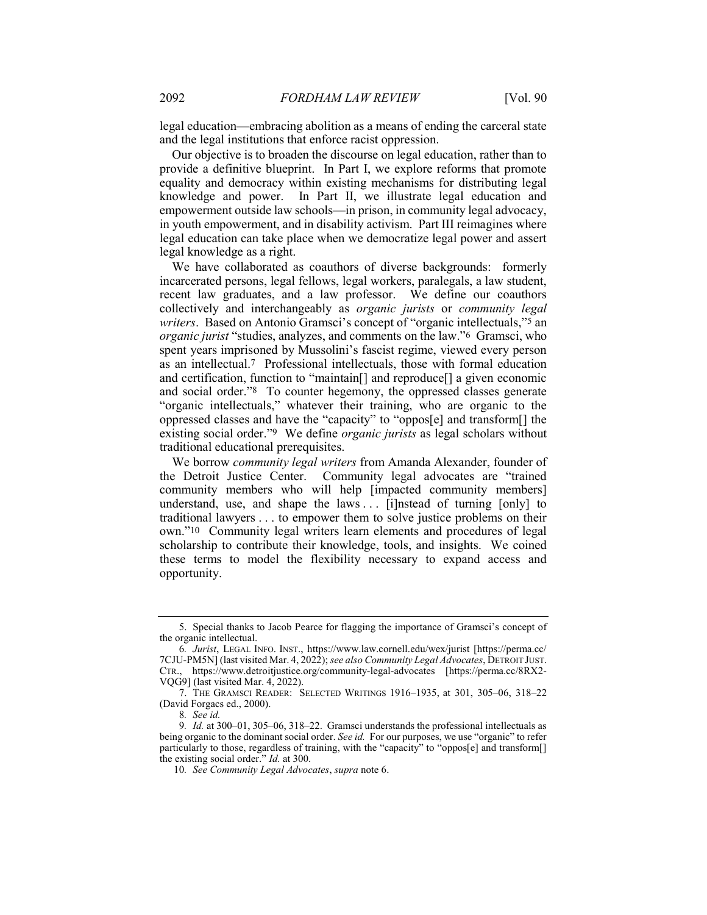legal education—embracing abolition as a means of ending the carceral state and the legal institutions that enforce racist oppression.

Our objective is to broaden the discourse on legal education, rather than to provide a definitive blueprint. In Part I, we explore reforms that promote equality and democracy within existing mechanisms for distributing legal knowledge and power. In Part II, we illustrate legal education and empowerment outside law schools—in prison, in community legal advocacy, in youth empowerment, and in disability activism. Part III reimagines where legal education can take place when we democratize legal power and assert legal knowledge as a right.

We have collaborated as coauthors of diverse backgrounds: formerly incarcerated persons, legal fellows, legal workers, paralegals, a law student, recent law graduates, and a law professor. We define our coauthors collectively and interchangeably as *organic jurists* or *community legal writers*. Based on Antonio Gramsci's concept of "organic intellectuals,"[5] an *organic jurist* "studies, analyzes, and comments on the law."[6] Gramsci, who spent years imprisoned by Mussolini's fascist regime, viewed every person as an intellectual.[7] Professional intellectuals, those with formal education and certification, function to "maintain[] and reproduce[] a given economic and social order."[8] To counter hegemony, the oppressed classes generate "organic intellectuals," whatever their training, who are organic to the oppressed classes and have the "capacity" to "oppos[e] and transform[] the existing social order."[9] We define *organic jurists* as legal scholars without traditional educational prerequisites.

We borrow *community legal writers* from Amanda Alexander, founder of the Detroit Justice Center. Community legal advocates are "trained community members who will help [impacted community members] understand, use, and shape the laws . . . [i]nstead of turning [only] to traditional lawyers . . . to empower them to solve justice problems on their own."[10] Community legal writers learn elements and procedures of legal scholarship to contribute their knowledge, tools, and insights. We coined these terms to model the flexibility necessary to expand access and opportunity.

---

5. Special thanks to Jacob Pearce for flagging the importance of Gramsci's concept of the organic intellectual.

6. *Jurist*, LEGAL INFO. INST., https://www.law.cornell.edu/wex/jurist [https://perma.cc/7CJU-PM5N] (last visited Mar. 4, 2022); *see also Community Legal Advocates*, DETROIT JUST. CTR., https://www.detroitjustice.org/community-legal-advocates [https://perma.cc/8RX2-VQG9] (last visited Mar. 4, 2022).

7. THE GRAMSCI READER: SELECTED WRITINGS 1916–1935, at 301, 305–06, 318–22 (David Forgacs ed., 2000).

8. *See id.*

9. *Id.* at 300–01, 305–06, 318–22. Gramsci understands the professional intellectuals as being organic to the dominant social order. *See id.* For our purposes, we use "organic" to refer particularly to those, regardless of training, with the "capacity" to "oppos[e] and transform[] the existing social order." *Id.* at 300.

10. *See Community Legal Advocates*, *supra* note 6.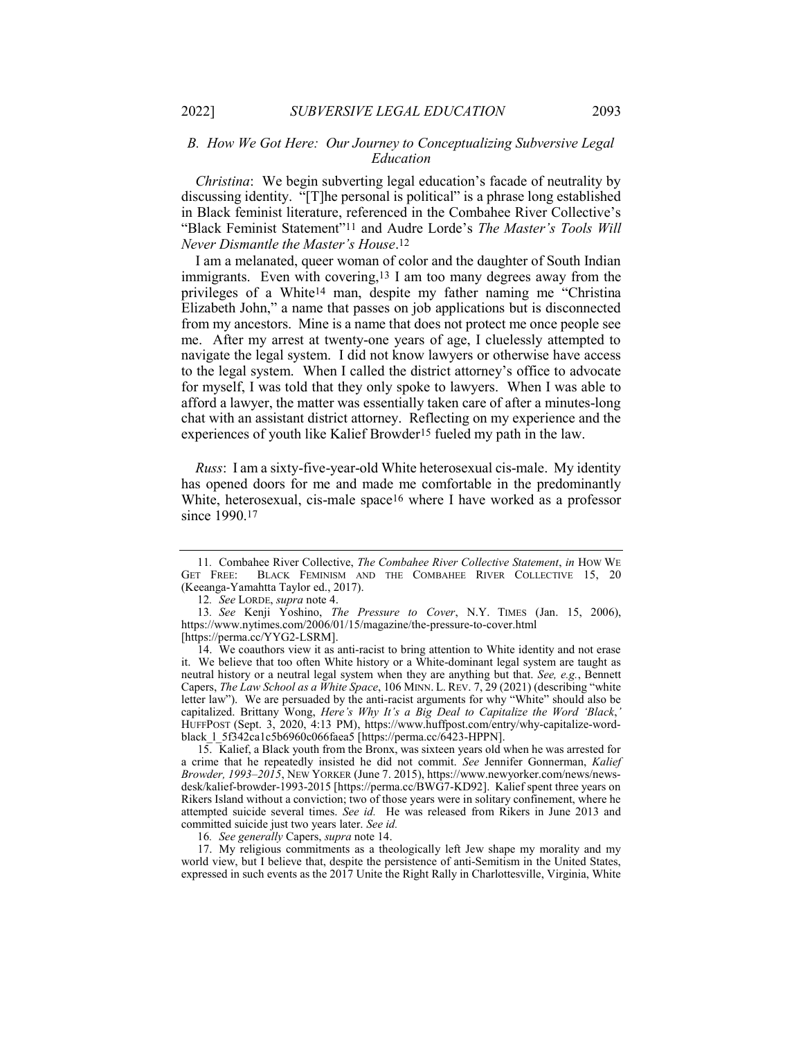### B. How We Got Here: Our Journey to Conceptualizing Subversive Legal Education

*Christina*: We begin subverting legal education's facade of neutrality by discussing identity. "[T]he personal is political" is a phrase long established in Black feminist literature, referenced in the Combahee River Collective's "Black Feminist Statement"[11] and Audre Lorde's *The Master's Tools Will Never Dismantle the Master's House*.[12]

I am a melanated, queer woman of color and the daughter of South Indian immigrants. Even with covering,[13] I am too many degrees away from the privileges of a White[14] man, despite my father naming me "Christina Elizabeth John," a name that passes on job applications but is disconnected from my ancestors. Mine is a name that does not protect me once people see me. After my arrest at twenty-one years of age, I cluelessly attempted to navigate the legal system. I did not know lawyers or otherwise have access to the legal system. When I called the district attorney's office to advocate for myself, I was told that they only spoke to lawyers. When I was able to afford a lawyer, the matter was essentially taken care of after a minutes-long chat with an assistant district attorney. Reflecting on my experience and the experiences of youth like Kalief Browder[15] fueled my path in the law.

*Russ*: I am a sixty-five-year-old White heterosexual cis-male. My identity has opened doors for me and made me comfortable in the predominantly White, heterosexual, cis-male space[16] where I have worked as a professor since 1990.[17]

---

11. Combahee River Collective, *The Combahee River Collective Statement*, *in* HOW WE GET FREE: BLACK FEMINISM AND THE COMBAHEE RIVER COLLECTIVE 15, 20 (Keeanga-Yamahtta Taylor ed., 2017).

12. *See* LORDE, *supra* note 4.

13. *See* Kenji Yoshino, *The Pressure to Cover*, N.Y. TIMES (Jan. 15, 2006), https://www.nytimes.com/2006/01/15/magazine/the-pressure-to-cover.html [https://perma.cc/YYG2-LSRM].

14. We coauthors view it as anti-racist to bring attention to White identity and not erase it. We believe that too often White history or a White-dominant legal system are taught as neutral history or a neutral legal system when they are anything but that. *See, e.g.*, Bennett Capers, *The Law School as a White Space*, 106 MINN. L. REV. 7, 29 (2021) (describing "white letter law"). We are persuaded by the anti-racist arguments for why "White" should also be capitalized. Brittany Wong, *Here's Why It's a Big Deal to Capitalize the Word 'Black*,*'* HUFFPOST (Sept. 3, 2020, 4:13 PM), https://www.huffpost.com/entry/why-capitalize-word-black_l_5f342ca1c5b6960c066faea5 [https://perma.cc/6423-HPPN].

15. Kalief, a Black youth from the Bronx, was sixteen years old when he was arrested for a crime that he repeatedly insisted he did not commit. *See* Jennifer Gonnerman, *Kalief Browder, 1993–2015*, NEW YORKER (June 7. 2015), https://www.newyorker.com/news/news-desk/kalief-browder-1993-2015 [https://perma.cc/BWG7-KD92]. Kalief spent three years on Rikers Island without a conviction; two of those years were in solitary confinement, where he attempted suicide several times. *See id.* He was released from Rikers in June 2013 and committed suicide just two years later. *See id.*

16. *See generally* Capers, *supra* note 14.

17. My religious commitments as a theologically left Jew shape my morality and my world view, but I believe that, despite the persistence of anti-Semitism in the United States, expressed in such events as the 2017 Unite the Right Rally in Charlottesville, Virginia, White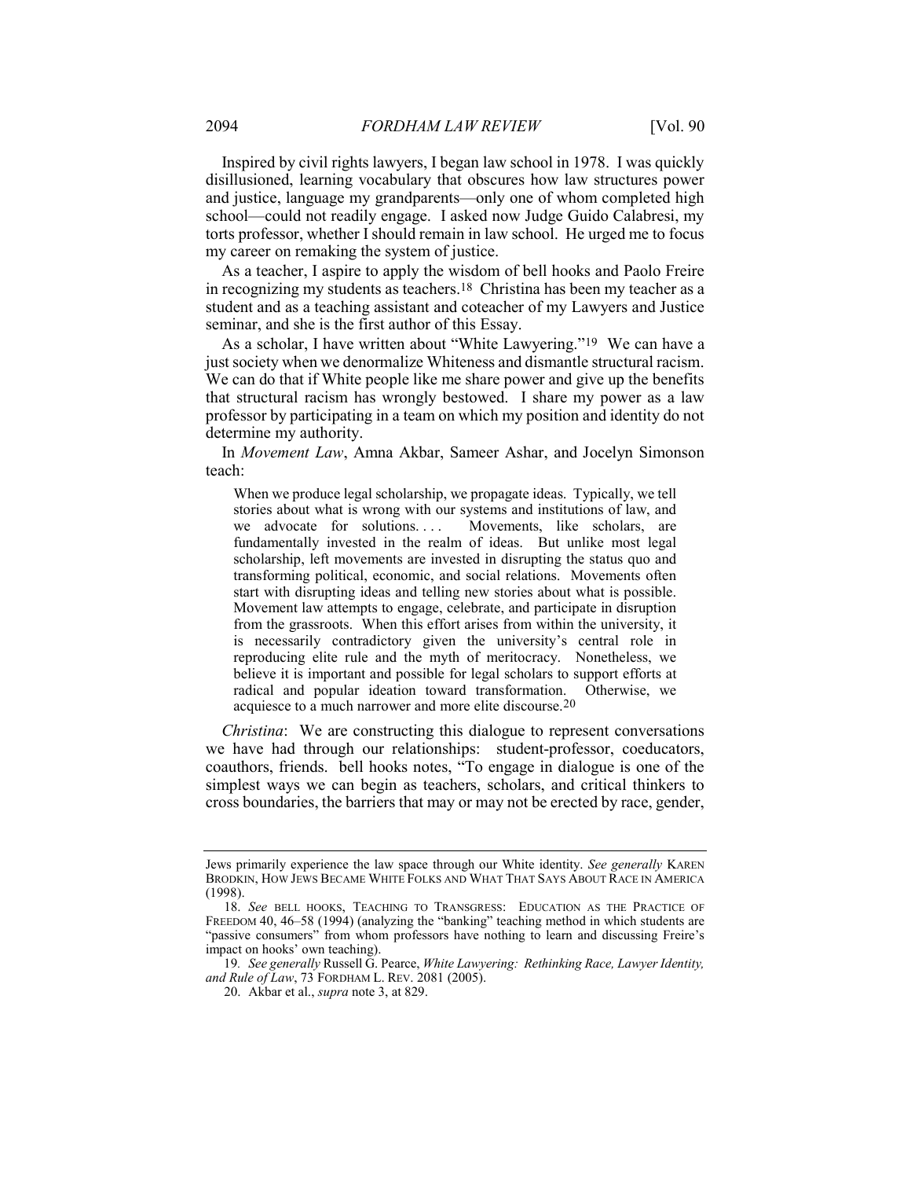Inspired by civil rights lawyers, I began law school in 1978. I was quickly disillusioned, learning vocabulary that obscures how law structures power and justice, language my grandparents—only one of whom completed high school—could not readily engage. I asked now Judge Guido Calabresi, my torts professor, whether I should remain in law school. He urged me to focus my career on remaking the system of justice.

As a teacher, I aspire to apply the wisdom of bell hooks and Paolo Freire in recognizing my students as teachers.[18] Christina has been my teacher as a student and as a teaching assistant and coteacher of my Lawyers and Justice seminar, and she is the first author of this Essay.

As a scholar, I have written about "White Lawyering."[19] We can have a just society when we denormalize Whiteness and dismantle structural racism. We can do that if White people like me share power and give up the benefits that structural racism has wrongly bestowed. I share my power as a law professor by participating in a team on which my position and identity do not determine my authority.

In *Movement Law*, Amna Akbar, Sameer Ashar, and Jocelyn Simonson teach:

> When we produce legal scholarship, we propagate ideas. Typically, we tell stories about what is wrong with our systems and institutions of law, and we advocate for solutions. . . . Movements, like scholars, are fundamentally invested in the realm of ideas. But unlike most legal scholarship, left movements are invested in disrupting the status quo and transforming political, economic, and social relations. Movements often start with disrupting ideas and telling new stories about what is possible. Movement law attempts to engage, celebrate, and participate in disruption from the grassroots. When this effort arises from within the university, it is necessarily contradictory given the university's central role in reproducing elite rule and the myth of meritocracy. Nonetheless, we believe it is important and possible for legal scholars to support efforts at radical and popular ideation toward transformation. Otherwise, we acquiesce to a much narrower and more elite discourse.[20]

*Christina*: We are constructing this dialogue to represent conversations we have had through our relationships: student-professor, coeducators, coauthors, friends. bell hooks notes, "To engage in dialogue is one of the simplest ways we can begin as teachers, scholars, and critical thinkers to cross boundaries, the barriers that may or may not be erected by race, gender,

---

Jews primarily experience the law space through our White identity. *See generally* KAREN BRODKIN, HOW JEWS BECAME WHITE FOLKS AND WHAT THAT SAYS ABOUT RACE IN AMERICA (1998).

18. *See* BELL HOOKS, TEACHING TO TRANSGRESS: EDUCATION AS THE PRACTICE OF FREEDOM 40, 46–58 (1994) (analyzing the "banking" teaching method in which students are "passive consumers" from whom professors have nothing to learn and discussing Freire's impact on hooks' own teaching).

19. *See generally* Russell G. Pearce, *White Lawyering: Rethinking Race, Lawyer Identity, and Rule of Law*, 73 FORDHAM L. REV. 2081 (2005).

20. Akbar et al., *supra* note 3, at 829.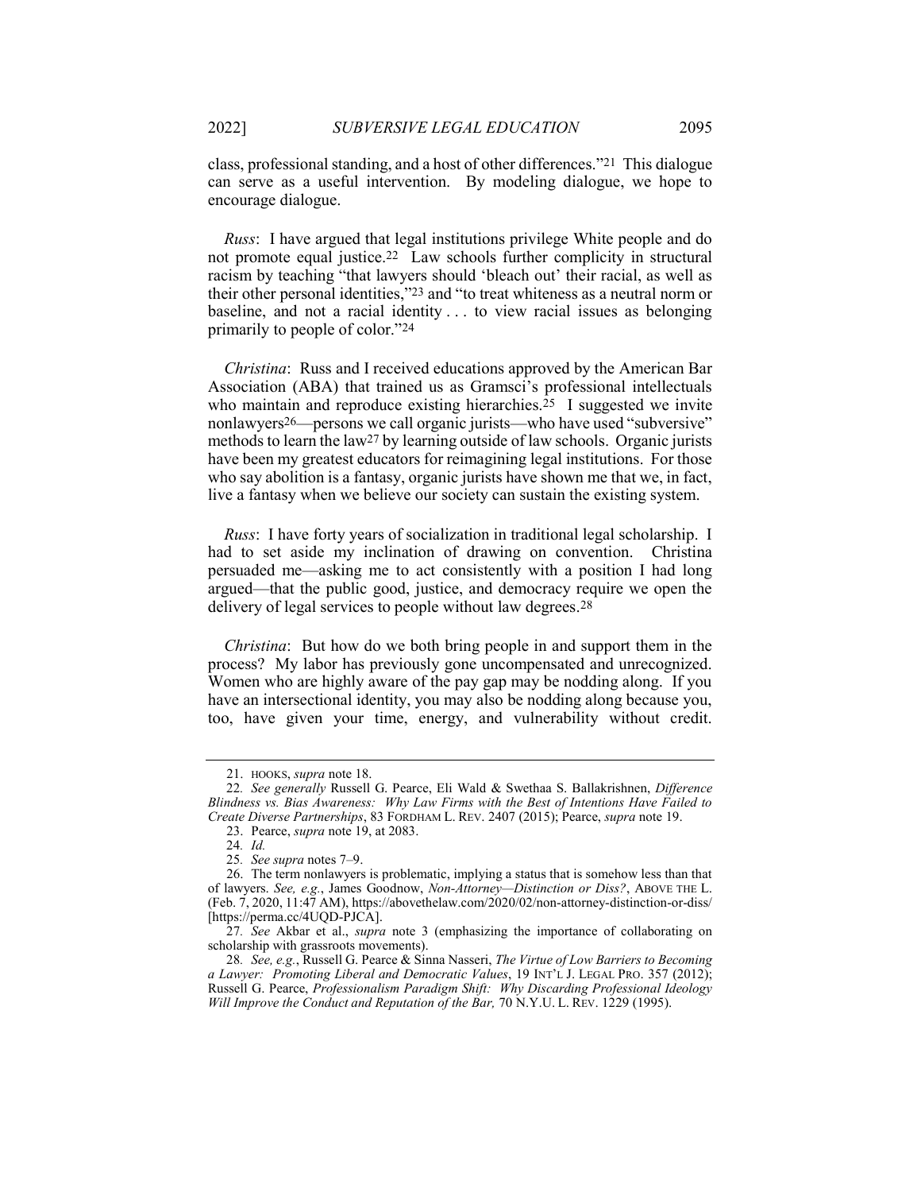class, professional standing, and a host of other differences."[21] This dialogue can serve as a useful intervention. By modeling dialogue, we hope to encourage dialogue.

*Russ*: I have argued that legal institutions privilege White people and do not promote equal justice.[22] Law schools further complicity in structural racism by teaching "that lawyers should 'bleach out' their racial, as well as their other personal identities,"[23] and "to treat whiteness as a neutral norm or baseline, and not a racial identity . . . to view racial issues as belonging primarily to people of color."[24]

*Christina*: Russ and I received educations approved by the American Bar Association (ABA) that trained us as Gramsci's professional intellectuals who maintain and reproduce existing hierarchies.[25] I suggested we invite nonlawyers[26]—persons we call organic jurists—who have used "subversive" methods to learn the law[27] by learning outside of law schools. Organic jurists have been my greatest educators for reimagining legal institutions. For those who say abolition is a fantasy, organic jurists have shown me that we, in fact, live a fantasy when we believe our society can sustain the existing system.

*Russ*: I have forty years of socialization in traditional legal scholarship. I had to set aside my inclination of drawing on convention. Christina persuaded me—asking me to act consistently with a position I had long argued—that the public good, justice, and democracy require we open the delivery of legal services to people without law degrees.[28]

*Christina*: But how do we both bring people in and support them in the process? My labor has previously gone uncompensated and unrecognized. Women who are highly aware of the pay gap may be nodding along. If you have an intersectional identity, you may also be nodding along because you, too, have given your time, energy, and vulnerability without credit.

---

21. HOOKS, *supra* note 18.

22. *See generally* Russell G. Pearce, Eli Wald & Swethaa S. Ballakrishnen, *Difference Blindness vs. Bias Awareness: Why Law Firms with the Best of Intentions Have Failed to Create Diverse Partnerships*, 83 FORDHAM L. REV. 2407 (2015); Pearce, *supra* note 19.

23. Pearce, *supra* note 19, at 2083.

24. *Id.*

25. *See supra* notes 7–9.

26. The term nonlawyers is problematic, implying a status that is somehow less than that of lawyers. *See, e.g.*, James Goodnow, *Non-Attorney—Distinction or Diss?*, ABOVE THE L. (Feb. 7, 2020, 11:47 AM), https://abovethelaw.com/2020/02/non-attorney-distinction-or-diss/ [https://perma.cc/4UQD-PJCA].

27. *See* Akbar et al., *supra* note 3 (emphasizing the importance of collaborating on scholarship with grassroots movements).

28. *See, e.g.*, Russell G. Pearce & Sinna Nasseri, *The Virtue of Low Barriers to Becoming a Lawyer: Promoting Liberal and Democratic Values*, 19 INT'L J. LEGAL PRO. 357 (2012); Russell G. Pearce, *Professionalism Paradigm Shift: Why Discarding Professional Ideology Will Improve the Conduct and Reputation of the Bar,* 70 N.Y.U. L. REV. 1229 (1995).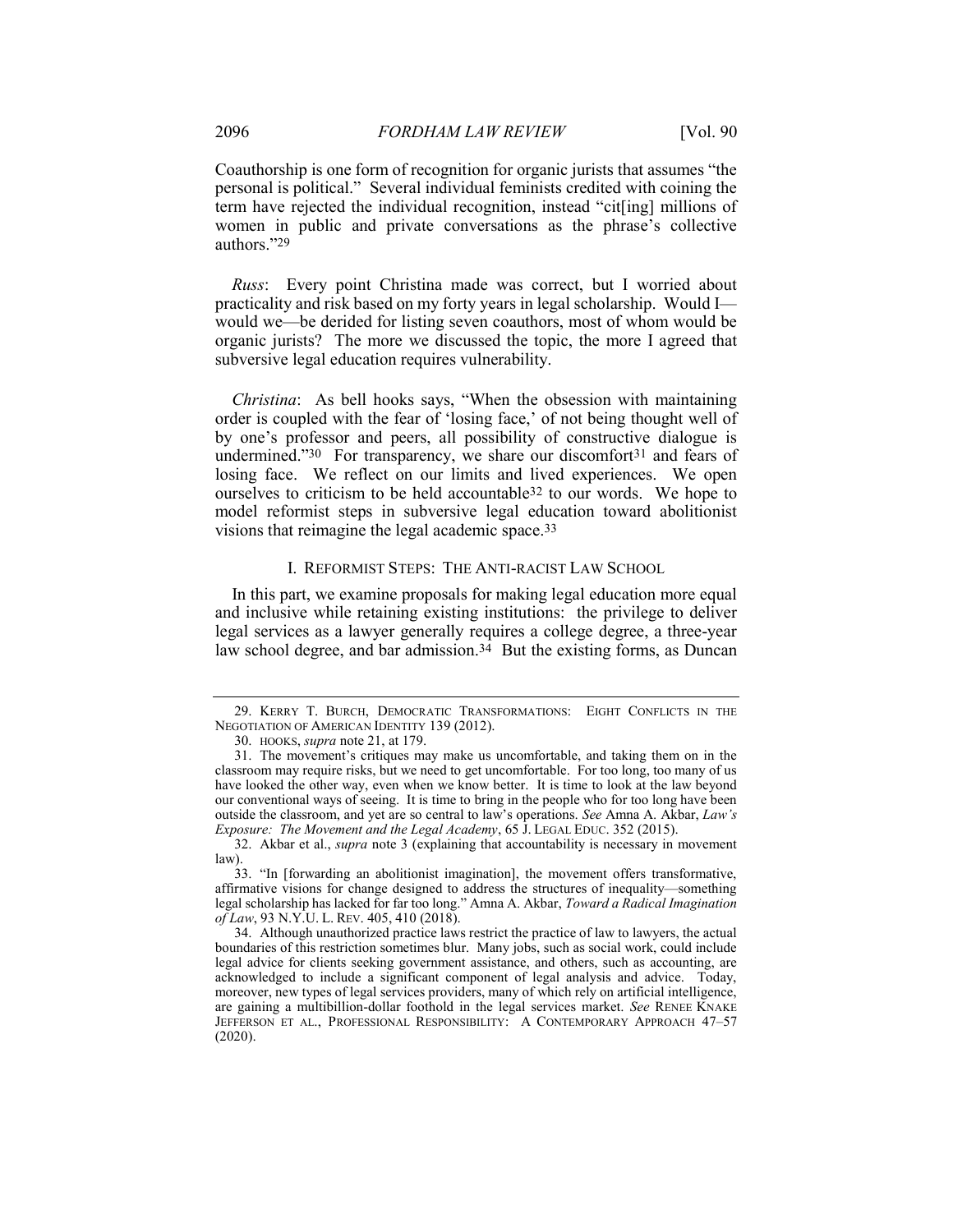Coauthorship is one form of recognition for organic jurists that assumes "the personal is political." Several individual feminists credited with coining the term have rejected the individual recognition, instead "cit[ing] millions of women in public and private conversations as the phrase's collective authors."[29]

*Russ*: Every point Christina made was correct, but I worried about practicality and risk based on my forty years in legal scholarship. Would I—would we—be derided for listing seven coauthors, most of whom would be organic jurists? The more we discussed the topic, the more I agreed that subversive legal education requires vulnerability.

*Christina*: As bell hooks says, "When the obsession with maintaining order is coupled with the fear of 'losing face,' of not being thought well of by one's professor and peers, all possibility of constructive dialogue is undermined."[30] For transparency, we share our discomfort[31] and fears of losing face. We reflect on our limits and lived experiences. We open ourselves to criticism to be held accountable[32] to our words. We hope to model reformist steps in subversive legal education toward abolitionist visions that reimagine the legal academic space.[33]

## I. REFORMIST STEPS: THE ANTI-RACIST LAW SCHOOL

In this part, we examine proposals for making legal education more equal and inclusive while retaining existing institutions: the privilege to deliver legal services as a lawyer generally requires a college degree, a three-year law school degree, and bar admission.[34] But the existing forms, as Duncan

---

29. KERRY T. BURCH, DEMOCRATIC TRANSFORMATIONS: EIGHT CONFLICTS IN THE NEGOTIATION OF AMERICAN IDENTITY 139 (2012).

30. HOOKS, *supra* note 21, at 179.

31. The movement's critiques may make us uncomfortable, and taking them on in the classroom may require risks, but we need to get uncomfortable. For too long, too many of us have looked the other way, even when we know better. It is time to look at the law beyond our conventional ways of seeing. It is time to bring in the people who for too long have been outside the classroom, and yet are so central to law's operations. *See* Amna A. Akbar, *Law's Exposure: The Movement and the Legal Academy*, 65 J. LEGAL EDUC. 352 (2015).

32. Akbar et al., *supra* note 3 (explaining that accountability is necessary in movement law).

33. "In [forwarding an abolitionist imagination], the movement offers transformative, affirmative visions for change designed to address the structures of inequality—something legal scholarship has lacked for far too long." Amna A. Akbar, *Toward a Radical Imagination of Law*, 93 N.Y.U. L. REV. 405, 410 (2018).

34. Although unauthorized practice laws restrict the practice of law to lawyers, the actual boundaries of this restriction sometimes blur. Many jobs, such as social work, could include legal advice for clients seeking government assistance, and others, such as accounting, are acknowledged to include a significant component of legal analysis and advice. Today, moreover, new types of legal services providers, many of which rely on artificial intelligence, are gaining a multibillion-dollar foothold in the legal services market. *See* RENEE KNAKE JEFFERSON ET AL., PROFESSIONAL RESPONSIBILITY: A CONTEMPORARY APPROACH 47–57 (2020).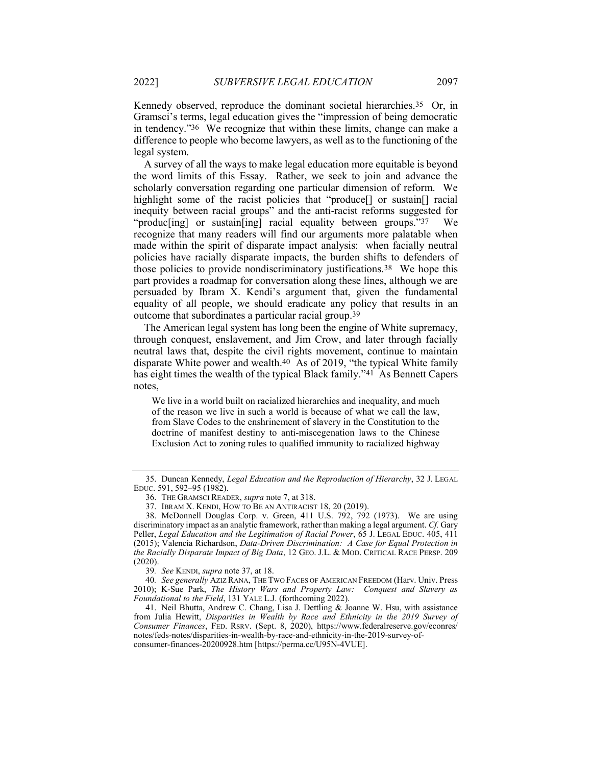Kennedy observed, reproduce the dominant societal hierarchies.[35] Or, in Gramsci's terms, legal education gives the "impression of being democratic in tendency."[36] We recognize that within these limits, change can make a difference to people who become lawyers, as well as to the functioning of the legal system.

A survey of all the ways to make legal education more equitable is beyond the word limits of this Essay. Rather, we seek to join and advance the scholarly conversation regarding one particular dimension of reform. We highlight some of the racist policies that "produce[] or sustain[] racial inequity between racial groups" and the anti-racist reforms suggested for "produc[ing] or sustain[ing] racial equality between groups."[37] We recognize that many readers will find our arguments more palatable when made within the spirit of disparate impact analysis: when facially neutral policies have racially disparate impacts, the burden shifts to defenders of those policies to provide nondiscriminatory justifications.[38] We hope this part provides a roadmap for conversation along these lines, although we are persuaded by Ibram X. Kendi's argument that, given the fundamental equality of all people, we should eradicate any policy that results in an outcome that subordinates a particular racial group.[39]

The American legal system has long been the engine of White supremacy, through conquest, enslavement, and Jim Crow, and later through facially neutral laws that, despite the civil rights movement, continue to maintain disparate White power and wealth.[40] As of 2019, "the typical White family has eight times the wealth of the typical Black family."[41] As Bennett Capers notes,

> We live in a world built on racialized hierarchies and inequality, and much of the reason we live in such a world is because of what we call the law, from Slave Codes to the enshrinement of slavery in the Constitution to the doctrine of manifest destiny to anti-miscegenation laws to the Chinese Exclusion Act to zoning rules to qualified immunity to racialized highway

---

35. Duncan Kennedy, *Legal Education and the Reproduction of Hierarchy*, 32 J. LEGAL EDUC. 591, 592–95 (1982).

36. THE GRAMSCI READER, *supra* note 7, at 318.

37. IBRAM X. KENDI, HOW TO BE AN ANTIRACIST 18, 20 (2019).

38. McDonnell Douglas Corp. v. Green, 411 U.S. 792, 792 (1973). We are using discriminatory impact as an analytic framework, rather than making a legal argument. *Cf.* Gary Peller, *Legal Education and the Legitimation of Racial Power*, 65 J. LEGAL EDUC. 405, 411 (2015); Valencia Richardson, *Data-Driven Discrimination: A Case for Equal Protection in the Racially Disparate Impact of Big Data*, 12 GEO. J.L. & MOD. CRITICAL RACE PERSP. 209 (2020).

39. *See* KENDI, *supra* note 37, at 18.

40. *See generally* AZIZ RANA, THE TWO FACES OF AMERICAN FREEDOM (Harv. Univ. Press 2010); K-Sue Park, *The History Wars and Property Law: Conquest and Slavery as Foundational to the Field*, 131 YALE L.J. (forthcoming 2022).

41. Neil Bhutta, Andrew C. Chang, Lisa J. Dettling & Joanne W. Hsu, with assistance from Julia Hewitt, *Disparities in Wealth by Race and Ethnicity in the 2019 Survey of Consumer Finances*, FED. RSRV. (Sept. 8, 2020), https://www.federalreserve.gov/econres/notes/feds-notes/disparities-in-wealth-by-race-and-ethnicity-in-the-2019-survey-of-consumer-finances-20200928.htm [https://perma.cc/U95N-4VUE].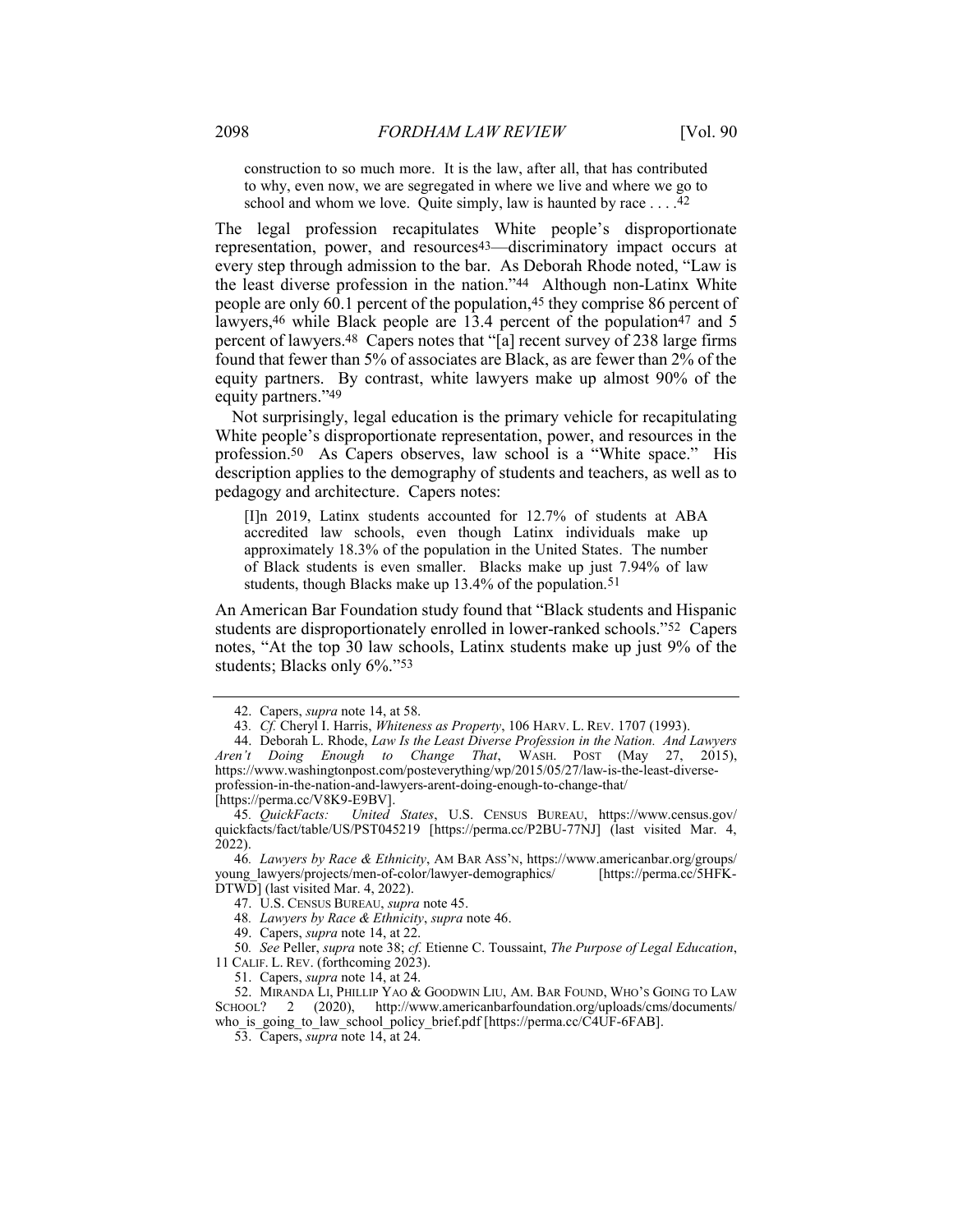> construction to so much more. It is the law, after all, that has contributed to why, even now, we are segregated in where we live and where we go to school and whom we love. Quite simply, law is haunted by race . . . .[42]

The legal profession recapitulates White people's disproportionate representation, power, and resources[43]—discriminatory impact occurs at every step through admission to the bar. As Deborah Rhode noted, "Law is the least diverse profession in the nation."[44] Although non-Latinx White people are only 60.1 percent of the population,[45] they comprise 86 percent of lawyers,[46] while Black people are 13.4 percent of the population[47] and 5 percent of lawyers.[48] Capers notes that "[a] recent survey of 238 large firms found that fewer than 5% of associates are Black, as are fewer than 2% of the equity partners. By contrast, white lawyers make up almost 90% of the equity partners."[49]

Not surprisingly, legal education is the primary vehicle for recapitulating White people's disproportionate representation, power, and resources in the profession.[50] As Capers observes, law school is a "White space." His description applies to the demography of students and teachers, as well as to pedagogy and architecture. Capers notes:

> [I]n 2019, Latinx students accounted for 12.7% of students at ABA accredited law schools, even though Latinx individuals make up approximately 18.3% of the population in the United States. The number of Black students is even smaller. Blacks make up just 7.94% of law students, though Blacks make up 13.4% of the population.[51]

An American Bar Foundation study found that "Black students and Hispanic students are disproportionately enrolled in lower-ranked schools."[52] Capers notes, "At the top 30 law schools, Latinx students make up just 9% of the students; Blacks only 6%."[53]

---

42. Capers, *supra* note 14, at 58.

43. *Cf.* Cheryl I. Harris, *Whiteness as Property*, 106 HARV. L. REV. 1707 (1993).

44. Deborah L. Rhode, *Law Is the Least Diverse Profession in the Nation. And Lawyers Aren't Doing Enough to Change That*, WASH. POST (May 27, 2015), https://www.washingtonpost.com/posteverything/wp/2015/05/27/law-is-the-least-diverse-profession-in-the-nation-and-lawyers-arent-doing-enough-to-change-that/ [https://perma.cc/V8K9-E9BV].

45. *QuickFacts: United States*, U.S. CENSUS BUREAU, https://www.census.gov/quickfacts/fact/table/US/PST045219 [https://perma.cc/P2BU-77NJ] (last visited Mar. 4, 2022).

46. *Lawyers by Race & Ethnicity*, AM BAR ASS'N, https://www.americanbar.org/groups/young_lawyers/projects/men-of-color/lawyer-demographics/ [https://perma.cc/5HFK-DTWD] (last visited Mar. 4, 2022).

47. U.S. CENSUS BUREAU, *supra* note 45.

48. *Lawyers by Race & Ethnicity*, *supra* note 46.

49. Capers, *supra* note 14, at 22.

50. *See* Peller, *supra* note 38; *cf.* Etienne C. Toussaint, *The Purpose of Legal Education*, 11 CALIF. L. REV. (forthcoming 2023).

51. Capers, *supra* note 14, at 24.

52. MIRANDA LI, PHILLIP YAO & GOODWIN LIU, AM. BAR FOUND, WHO'S GOING TO LAW SCHOOL? 2 (2020), http://www.americanbarfoundation.org/uploads/cms/documents/who_is_going_to_law_school_policy_brief.pdf [https://perma.cc/C4UF-6FAB].

53. Capers, *supra* note 14, at 24.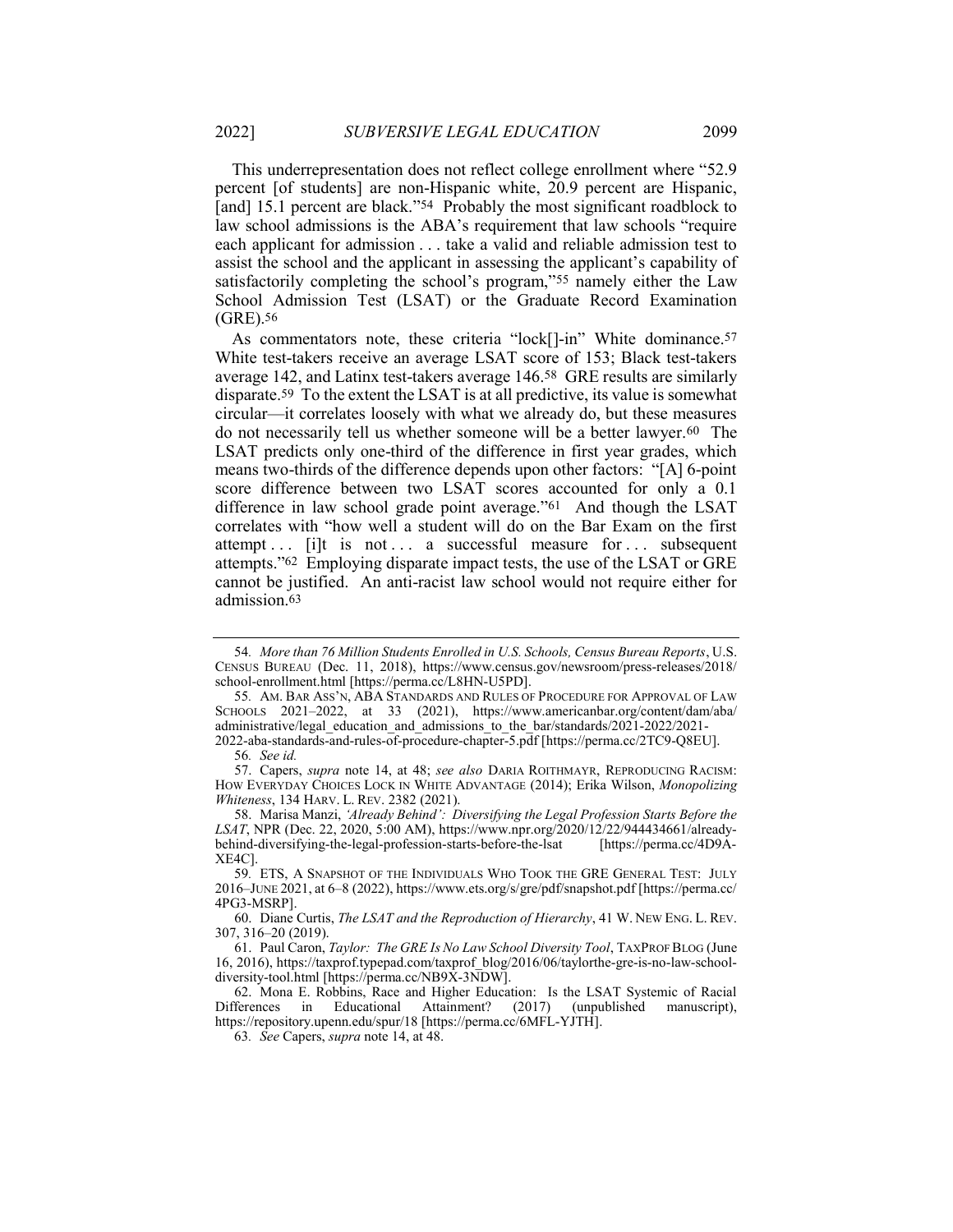This underrepresentation does not reflect college enrollment where "52.9 percent [of students] are non-Hispanic white, 20.9 percent are Hispanic, [and] 15.1 percent are black."[54] Probably the most significant roadblock to law school admissions is the ABA's requirement that law schools "require each applicant for admission . . . take a valid and reliable admission test to assist the school and the applicant in assessing the applicant's capability of satisfactorily completing the school's program,"[55] namely either the Law School Admission Test (LSAT) or the Graduate Record Examination (GRE).[56]

As commentators note, these criteria "lock[]-in" White dominance.[57] White test-takers receive an average LSAT score of 153; Black test-takers average 142, and Latinx test-takers average 146.[58] GRE results are similarly disparate.[59] To the extent the LSAT is at all predictive, its value is somewhat circular—it correlates loosely with what we already do, but these measures do not necessarily tell us whether someone will be a better lawyer.[60] The LSAT predicts only one-third of the difference in first year grades, which means two-thirds of the difference depends upon other factors: "[A] 6-point score difference between two LSAT scores accounted for only a 0.1 difference in law school grade point average."[61] And though the LSAT correlates with "how well a student will do on the Bar Exam on the first attempt . . . [i]t is not . . . a successful measure for . . . subsequent attempts."[62] Employing disparate impact tests, the use of the LSAT or GRE cannot be justified. An anti-racist law school would not require either for admission.[63]

---

54. *More than 76 Million Students Enrolled in U.S. Schools, Census Bureau Reports*, U.S. CENSUS BUREAU (Dec. 11, 2018), https://www.census.gov/newsroom/press-releases/2018/school-enrollment.html [https://perma.cc/L8HN-U5PD].

55. AM. BAR ASS'N, ABA STANDARDS AND RULES OF PROCEDURE FOR APPROVAL OF LAW SCHOOLS 2021–2022, at 33 (2021), https://www.americanbar.org/content/dam/aba/administrative/legal_education_and_admissions_to_the_bar/standards/2021-2022/2021-2022-aba-standards-and-rules-of-procedure-chapter-5.pdf [https://perma.cc/2TC9-Q8EU].

56. *See id.*

57. Capers, *supra* note 14, at 48; *see also* DARIA ROITHMAYR, REPRODUCING RACISM: HOW EVERYDAY CHOICES LOCK IN WHITE ADVANTAGE (2014); Erika Wilson, *Monopolizing Whiteness*, 134 HARV. L. REV. 2382 (2021).

58. Marisa Manzi, *'Already Behind': Diversifying the Legal Profession Starts Before the LSAT*, NPR (Dec. 22, 2020, 5:00 AM), https://www.npr.org/2020/12/22/944434661/already-behind-diversifying-the-legal-profession-starts-before-the-lsat [https://perma.cc/4D9A-XE4C].

59. ETS, A SNAPSHOT OF THE INDIVIDUALS WHO TOOK THE GRE GENERAL TEST: JULY 2016–JUNE 2021, at 6–8 (2022), https://www.ets.org/s/gre/pdf/snapshot.pdf [https://perma.cc/4PG3-MSRP].

60. Diane Curtis, *The LSAT and the Reproduction of Hierarchy*, 41 W. NEW ENG. L. REV. 307, 316–20 (2019).

61. Paul Caron, *Taylor: The GRE Is No Law School Diversity Tool*, TAXPROF BLOG (June 16, 2016), https://taxprof.typepad.com/taxprof_blog/2016/06/taylorthe-gre-is-no-law-school-diversity-tool.html [https://perma.cc/NB9X-3NDW].

62. Mona E. Robbins, Race and Higher Education: Is the LSAT Systemic of Racial Differences in Educational Attainment? (2017) (unpublished manuscript), https://repository.upenn.edu/spur/18 [https://perma.cc/6MFL-YJTH].

63. *See* Capers, *supra* note 14, at 48.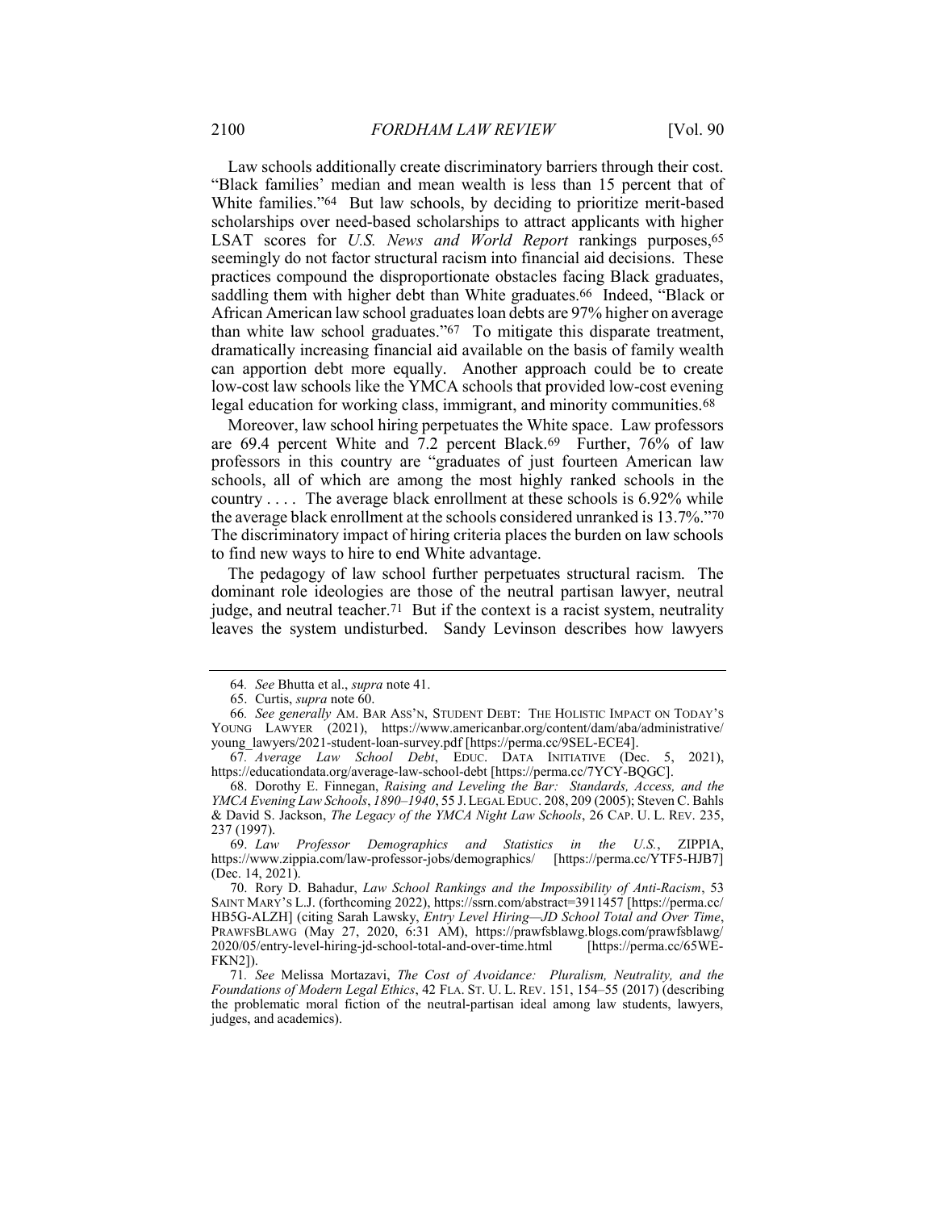Law schools additionally create discriminatory barriers through their cost. "Black families' median and mean wealth is less than 15 percent that of White families."[64] But law schools, by deciding to prioritize merit-based scholarships over need-based scholarships to attract applicants with higher LSAT scores for *U.S. News and World Report* rankings purposes,[65] seemingly do not factor structural racism into financial aid decisions. These practices compound the disproportionate obstacles facing Black graduates, saddling them with higher debt than White graduates.[66] Indeed, "Black or African American law school graduates loan debts are 97% higher on average than white law school graduates."[67] To mitigate this disparate treatment, dramatically increasing financial aid available on the basis of family wealth can apportion debt more equally. Another approach could be to create low-cost law schools like the YMCA schools that provided low-cost evening legal education for working class, immigrant, and minority communities.[68]

Moreover, law school hiring perpetuates the White space. Law professors are 69.4 percent White and 7.2 percent Black.[69] Further, 76% of law professors in this country are "graduates of just fourteen American law schools, all of which are among the most highly ranked schools in the country . . . . The average black enrollment at these schools is 6.92% while the average black enrollment at the schools considered unranked is 13.7%."[70] The discriminatory impact of hiring criteria places the burden on law schools to find new ways to hire to end White advantage.

The pedagogy of law school further perpetuates structural racism. The dominant role ideologies are those of the neutral partisan lawyer, neutral judge, and neutral teacher.[71] But if the context is a racist system, neutrality leaves the system undisturbed. Sandy Levinson describes how lawyers

---

64. *See* Bhutta et al., *supra* note 41.

65. Curtis, *supra* note 60.

66. *See generally* AM. BAR ASS'N, STUDENT DEBT: THE HOLISTIC IMPACT ON TODAY'S YOUNG LAWYER (2021), https://www.americanbar.org/content/dam/aba/administrative/young_lawyers/2021-student-loan-survey.pdf [https://perma.cc/9SEL-ECE4].

67. *Average Law School Debt*, EDUC. DATA INITIATIVE (Dec. 5, 2021), https://educationdata.org/average-law-school-debt [https://perma.cc/7YCY-BQGC].

68. Dorothy E. Finnegan, *Raising and Leveling the Bar: Standards, Access, and the YMCA Evening Law Schools, 1890–1940*, 55 J. LEGAL EDUC. 208, 209 (2005); Steven C. Bahls & David S. Jackson, *The Legacy of the YMCA Night Law Schools*, 26 CAP. U. L. REV. 235, 237 (1997).

69. *Law Professor Demographics and Statistics in the U.S.*, ZIPPIA, https://www.zippia.com/law-professor-jobs/demographics/ [https://perma.cc/YTF5-HJB7] (Dec. 14, 2021).

70. Rory D. Bahadur, *Law School Rankings and the Impossibility of Anti-Racism*, 53 SAINT MARY'S L.J. (forthcoming 2022), https://ssrn.com/abstract=3911457 [https://perma.cc/HB5G-ALZH] (citing Sarah Lawsky, *Entry Level Hiring—JD School Total and Over Time*, PRAWFSBLAWG (May 27, 2020, 6:31 AM), https://prawfsblawg.blogs.com/prawfsblawg/2020/05/entry-level-hiring-jd-school-total-and-over-time.html [https://perma.cc/65WE-FKN2]).

71. *See* Melissa Mortazavi, *The Cost of Avoidance: Pluralism, Neutrality, and the Foundations of Modern Legal Ethics*, 42 FLA. ST. U. L. REV. 151, 154–55 (2017) (describing the problematic moral fiction of the neutral-partisan ideal among law students, lawyers, judges, and academics).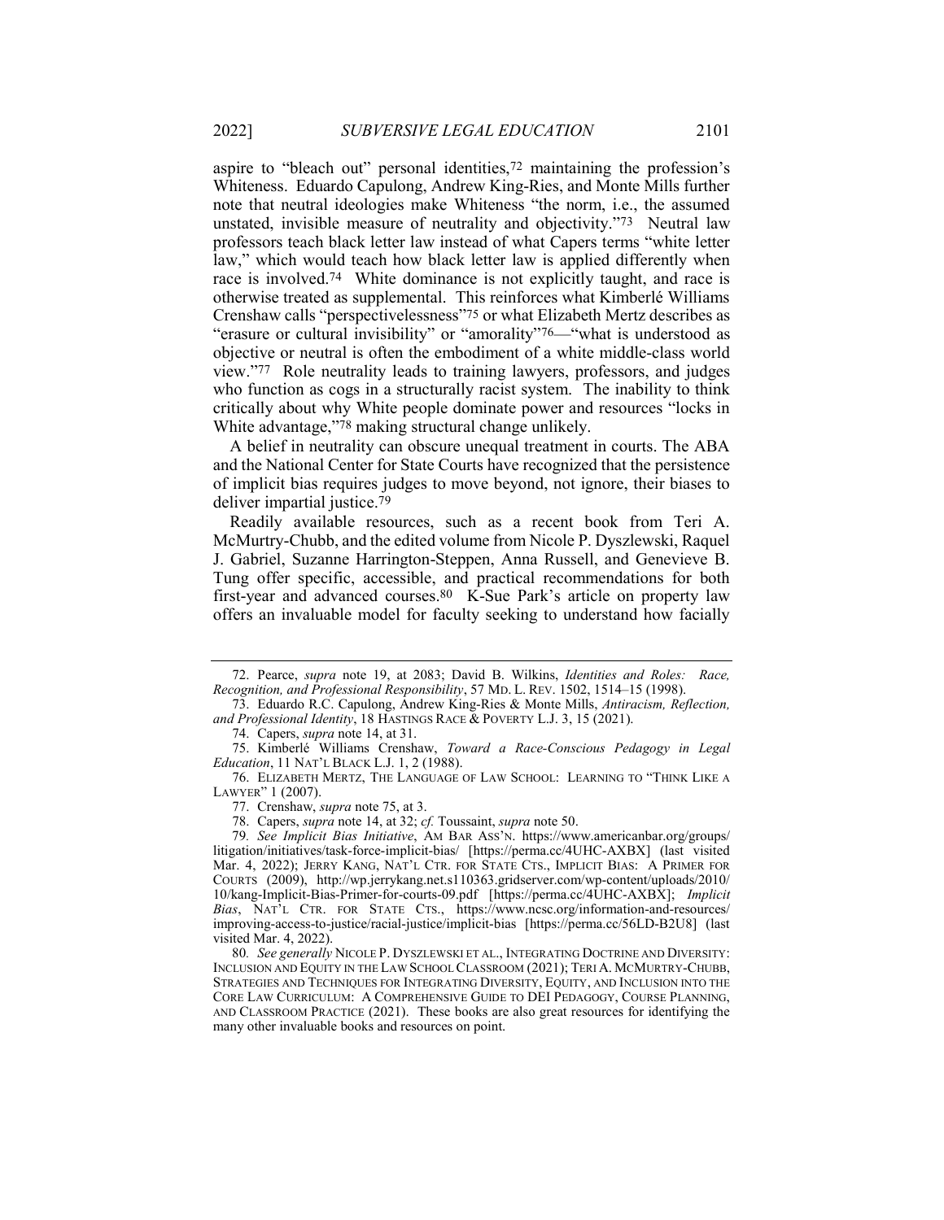aspire to "bleach out" personal identities,[72] maintaining the profession's Whiteness. Eduardo Capulong, Andrew King-Ries, and Monte Mills further note that neutral ideologies make Whiteness "the norm, i.e., the assumed unstated, invisible measure of neutrality and objectivity."[73] Neutral law professors teach black letter law instead of what Capers terms "white letter law," which would teach how black letter law is applied differently when race is involved.[74] White dominance is not explicitly taught, and race is otherwise treated as supplemental. This reinforces what Kimberlé Williams Crenshaw calls "perspectivelessness"[75] or what Elizabeth Mertz describes as "erasure or cultural invisibility" or "amorality"[76]—"what is understood as objective or neutral is often the embodiment of a white middle-class world view."[77] Role neutrality leads to training lawyers, professors, and judges who function as cogs in a structurally racist system. The inability to think critically about why White people dominate power and resources "locks in White advantage,"[78] making structural change unlikely.

A belief in neutrality can obscure unequal treatment in courts. The ABA and the National Center for State Courts have recognized that the persistence of implicit bias requires judges to move beyond, not ignore, their biases to deliver impartial justice.[79]

Readily available resources, such as a recent book from Teri A. McMurtry-Chubb, and the edited volume from Nicole P. Dyszlewski, Raquel J. Gabriel, Suzanne Harrington-Steppen, Anna Russell, and Genevieve B. Tung offer specific, accessible, and practical recommendations for both first-year and advanced courses.[80] K-Sue Park's article on property law offers an invaluable model for faculty seeking to understand how facially

---

72. Pearce, *supra* note 19, at 2083; David B. Wilkins, *Identities and Roles: Race, Recognition, and Professional Responsibility*, 57 MD. L. REV. 1502, 1514–15 (1998).

73. Eduardo R.C. Capulong, Andrew King-Ries & Monte Mills, *Antiracism, Reflection, and Professional Identity*, 18 HASTINGS RACE & POVERTY L.J. 3, 15 (2021).

74. Capers, *supra* note 14, at 31.

75. Kimberlé Williams Crenshaw, *Toward a Race-Conscious Pedagogy in Legal Education*, 11 NAT'L BLACK L.J. 1, 2 (1988).

76. ELIZABETH MERTZ, THE LANGUAGE OF LAW SCHOOL: LEARNING TO "THINK LIKE A LAWYER" 1 (2007).

77. Crenshaw, *supra* note 75, at 3.

78. Capers, *supra* note 14, at 32; *cf.* Toussaint, *supra* note 50.

79. *See Implicit Bias Initiative*, AM BAR ASS'N. https://www.americanbar.org/groups/litigation/initiatives/task-force-implicit-bias/ [https://perma.cc/4UHC-AXBX] (last visited Mar. 4, 2022); JERRY KANG, NAT'L CTR. FOR STATE CTS., IMPLICIT BIAS: A PRIMER FOR COURTS (2009), http://wp.jerrykang.net.s110363.gridserver.com/wp-content/uploads/2010/10/kang-Implicit-Bias-Primer-for-courts-09.pdf [https://perma.cc/4UHC-AXBX]; *Implicit Bias*, NAT'L CTR. FOR STATE CTS., https://www.ncsc.org/information-and-resources/improving-access-to-justice/racial-justice/implicit-bias [https://perma.cc/56LD-B2U8] (last visited Mar. 4, 2022).

80. *See generally* NICOLE P. DYSZLEWSKI ET AL., INTEGRATING DOCTRINE AND DIVERSITY: INCLUSION AND EQUITY IN THE LAW SCHOOL CLASSROOM (2021); TERI A. MCMURTRY-CHUBB, STRATEGIES AND TECHNIQUES FOR INTEGRATING DIVERSITY, EQUITY, AND INCLUSION INTO THE CORE LAW CURRICULUM: A COMPREHENSIVE GUIDE TO DEI PEDAGOGY, COURSE PLANNING, AND CLASSROOM PRACTICE (2021). These books are also great resources for identifying the many other invaluable books and resources on point.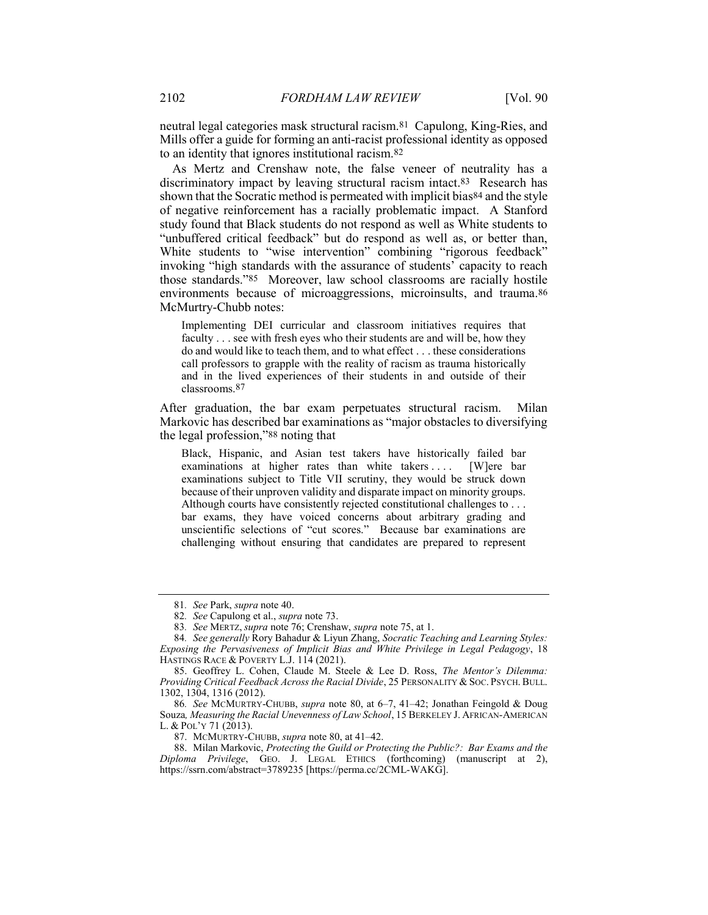neutral legal categories mask structural racism.[81] Capulong, King-Ries, and Mills offer a guide for forming an anti-racist professional identity as opposed to an identity that ignores institutional racism.[82]

As Mertz and Crenshaw note, the false veneer of neutrality has a discriminatory impact by leaving structural racism intact.[83] Research has shown that the Socratic method is permeated with implicit bias[84] and the style of negative reinforcement has a racially problematic impact. A Stanford study found that Black students do not respond as well as White students to "unbuffered critical feedback" but do respond as well as, or better than, White students to "wise intervention" combining "rigorous feedback" invoking "high standards with the assurance of students' capacity to reach those standards."[85] Moreover, law school classrooms are racially hostile environments because of microaggressions, microinsults, and trauma.[86] McMurtry-Chubb notes:

> Implementing DEI curricular and classroom initiatives requires that faculty . . . see with fresh eyes who their students are and will be, how they do and would like to teach them, and to what effect . . . these considerations call professors to grapple with the reality of racism as trauma historically and in the lived experiences of their students in and outside of their classrooms.[87]

After graduation, the bar exam perpetuates structural racism. Milan Markovic has described bar examinations as "major obstacles to diversifying the legal profession,"[88] noting that

> Black, Hispanic, and Asian test takers have historically failed bar examinations at higher rates than white takers . . . . [W]ere bar examinations subject to Title VII scrutiny, they would be struck down because of their unproven validity and disparate impact on minority groups. Although courts have consistently rejected constitutional challenges to . . . bar exams, they have voiced concerns about arbitrary grading and unscientific selections of "cut scores." Because bar examinations are challenging without ensuring that candidates are prepared to represent

---

81. *See* Park, *supra* note 40.

82. *See* Capulong et al., *supra* note 73.

83. *See* MERTZ, *supra* note 76; Crenshaw, *supra* note 75, at 1.

84. *See generally* Rory Bahadur & Liyun Zhang, *Socratic Teaching and Learning Styles: Exposing the Pervasiveness of Implicit Bias and White Privilege in Legal Pedagogy*, 18 HASTINGS RACE & POVERTY L.J. 114 (2021).

85. Geoffrey L. Cohen, Claude M. Steele & Lee D. Ross, *The Mentor's Dilemma: Providing Critical Feedback Across the Racial Divide*, 25 PERSONALITY & SOC. PSYCH. BULL. 1302, 1304, 1316 (2012).

86. *See* MCMURTRY-CHUBB, *supra* note 80, at 6–7, 41–42; Jonathan Feingold & Doug Souza, *Measuring the Racial Unevenness of Law School*, 15 BERKELEY J. AFRICAN-AMERICAN L. & POL'Y 71 (2013).

87. MCMURTRY-CHUBB, *supra* note 80, at 41–42.

88. Milan Markovic, *Protecting the Guild or Protecting the Public?: Bar Exams and the Diploma Privilege*, GEO. J. LEGAL ETHICS (forthcoming) (manuscript at 2), https://ssrn.com/abstract=3789235 [https://perma.cc/2CML-WAKG].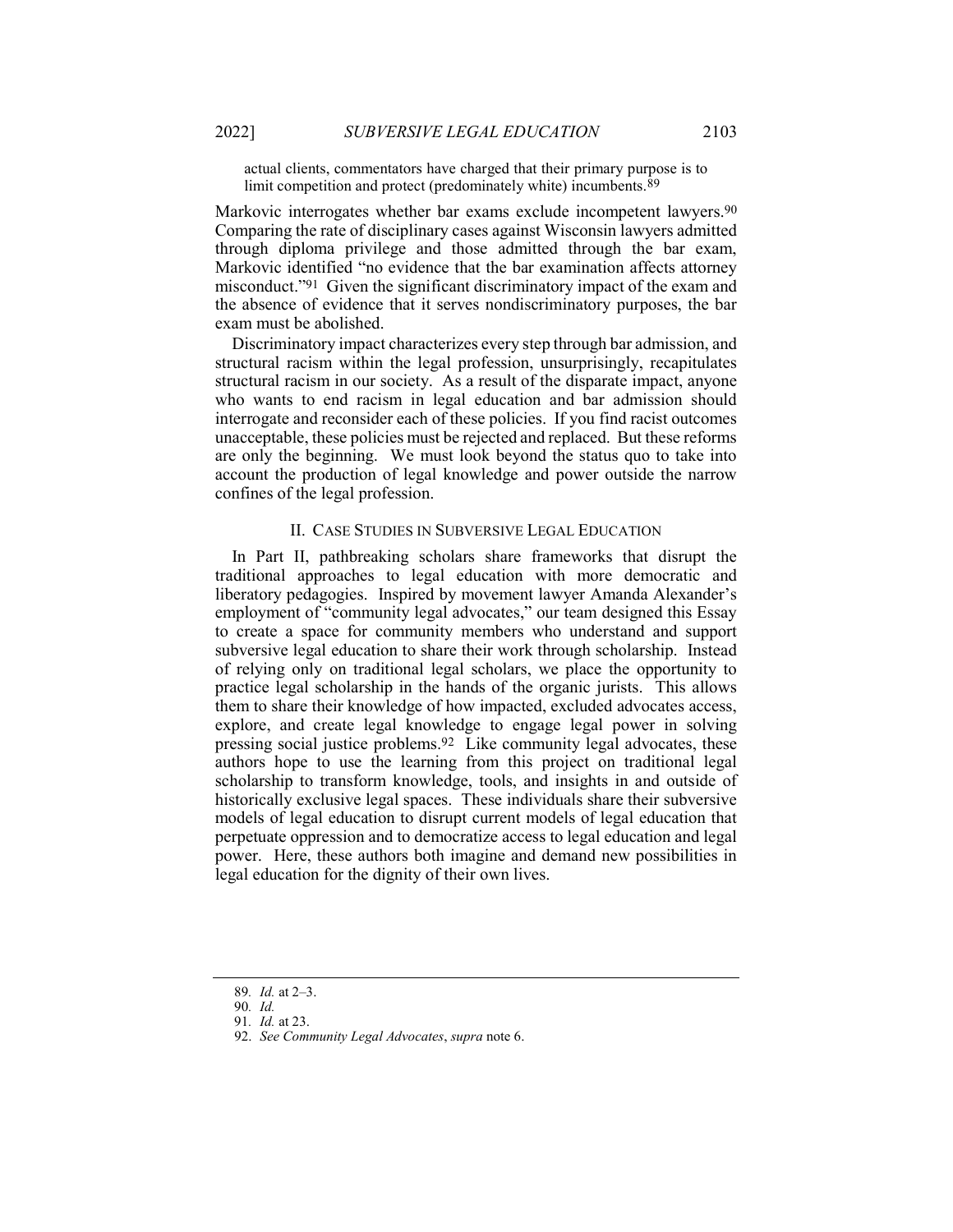> actual clients, commentators have charged that their primary purpose is to limit competition and protect (predominately white) incumbents.[89]

Markovic interrogates whether bar exams exclude incompetent lawyers.[90] Comparing the rate of disciplinary cases against Wisconsin lawyers admitted through diploma privilege and those admitted through the bar exam, Markovic identified "no evidence that the bar examination affects attorney misconduct."[91] Given the significant discriminatory impact of the exam and the absence of evidence that it serves nondiscriminatory purposes, the bar exam must be abolished.

Discriminatory impact characterizes every step through bar admission, and structural racism within the legal profession, unsurprisingly, recapitulates structural racism in our society. As a result of the disparate impact, anyone who wants to end racism in legal education and bar admission should interrogate and reconsider each of these policies. If you find racist outcomes unacceptable, these policies must be rejected and replaced. But these reforms are only the beginning. We must look beyond the status quo to take into account the production of legal knowledge and power outside the narrow confines of the legal profession.

## II. CASE STUDIES IN SUBVERSIVE LEGAL EDUCATION

In Part II, pathbreaking scholars share frameworks that disrupt the traditional approaches to legal education with more democratic and liberatory pedagogies. Inspired by movement lawyer Amanda Alexander's employment of "community legal advocates," our team designed this Essay to create a space for community members who understand and support subversive legal education to share their work through scholarship. Instead of relying only on traditional legal scholars, we place the opportunity to practice legal scholarship in the hands of the organic jurists. This allows them to share their knowledge of how impacted, excluded advocates access, explore, and create legal knowledge to engage legal power in solving pressing social justice problems.[92] Like community legal advocates, these authors hope to use the learning from this project on traditional legal scholarship to transform knowledge, tools, and insights in and outside of historically exclusive legal spaces. These individuals share their subversive models of legal education to disrupt current models of legal education that perpetuate oppression and to democratize access to legal education and legal power. Here, these authors both imagine and demand new possibilities in legal education for the dignity of their own lives.

---

89. *Id.* at 2–3.

90. *Id.*

91. *Id.* at 23.

92. *See Community Legal Advocates*, *supra* note 6.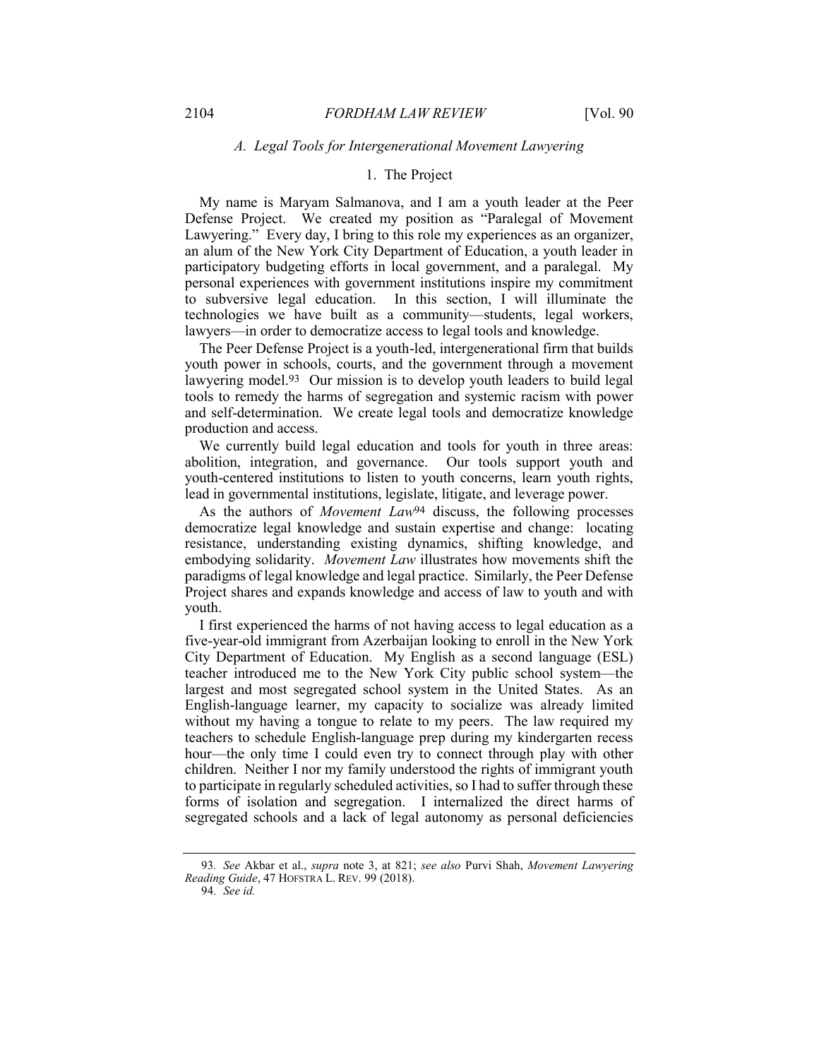### *A. Legal Tools for Intergenerational Movement Lawyering*

#### 1. The Project

My name is Maryam Salmanova, and I am a youth leader at the Peer Defense Project. We created my position as "Paralegal of Movement Lawyering." Every day, I bring to this role my experiences as an organizer, an alum of the New York City Department of Education, a youth leader in participatory budgeting efforts in local government, and a paralegal. My personal experiences with government institutions inspire my commitment to subversive legal education. In this section, I will illuminate the technologies we have built as a community—students, legal workers, lawyers—in order to democratize access to legal tools and knowledge.

The Peer Defense Project is a youth-led, intergenerational firm that builds youth power in schools, courts, and the government through a movement lawyering model.[93] Our mission is to develop youth leaders to build legal tools to remedy the harms of segregation and systemic racism with power and self-determination. We create legal tools and democratize knowledge production and access.

We currently build legal education and tools for youth in three areas: abolition, integration, and governance. Our tools support youth and youth-centered institutions to listen to youth concerns, learn youth rights, lead in governmental institutions, legislate, litigate, and leverage power.

As the authors of *Movement Law*[94] discuss, the following processes democratize legal knowledge and sustain expertise and change: locating resistance, understanding existing dynamics, shifting knowledge, and embodying solidarity. *Movement Law* illustrates how movements shift the paradigms of legal knowledge and legal practice. Similarly, the Peer Defense Project shares and expands knowledge and access of law to youth and with youth.

I first experienced the harms of not having access to legal education as a five-year-old immigrant from Azerbaijan looking to enroll in the New York City Department of Education. My English as a second language (ESL) teacher introduced me to the New York City public school system—the largest and most segregated school system in the United States. As an English-language learner, my capacity to socialize was already limited without my having a tongue to relate to my peers. The law required my teachers to schedule English-language prep during my kindergarten recess hour—the only time I could even try to connect through play with other children. Neither I nor my family understood the rights of immigrant youth to participate in regularly scheduled activities, so I had to suffer through these forms of isolation and segregation. I internalized the direct harms of segregated schools and a lack of legal autonomy as personal deficiencies

---

93. *See* Akbar et al., *supra* note 3, at 821; *see also* Purvi Shah, *Movement Lawyering Reading Guide*, 47 HOFSTRA L. REV. 99 (2018).

94. *See id.*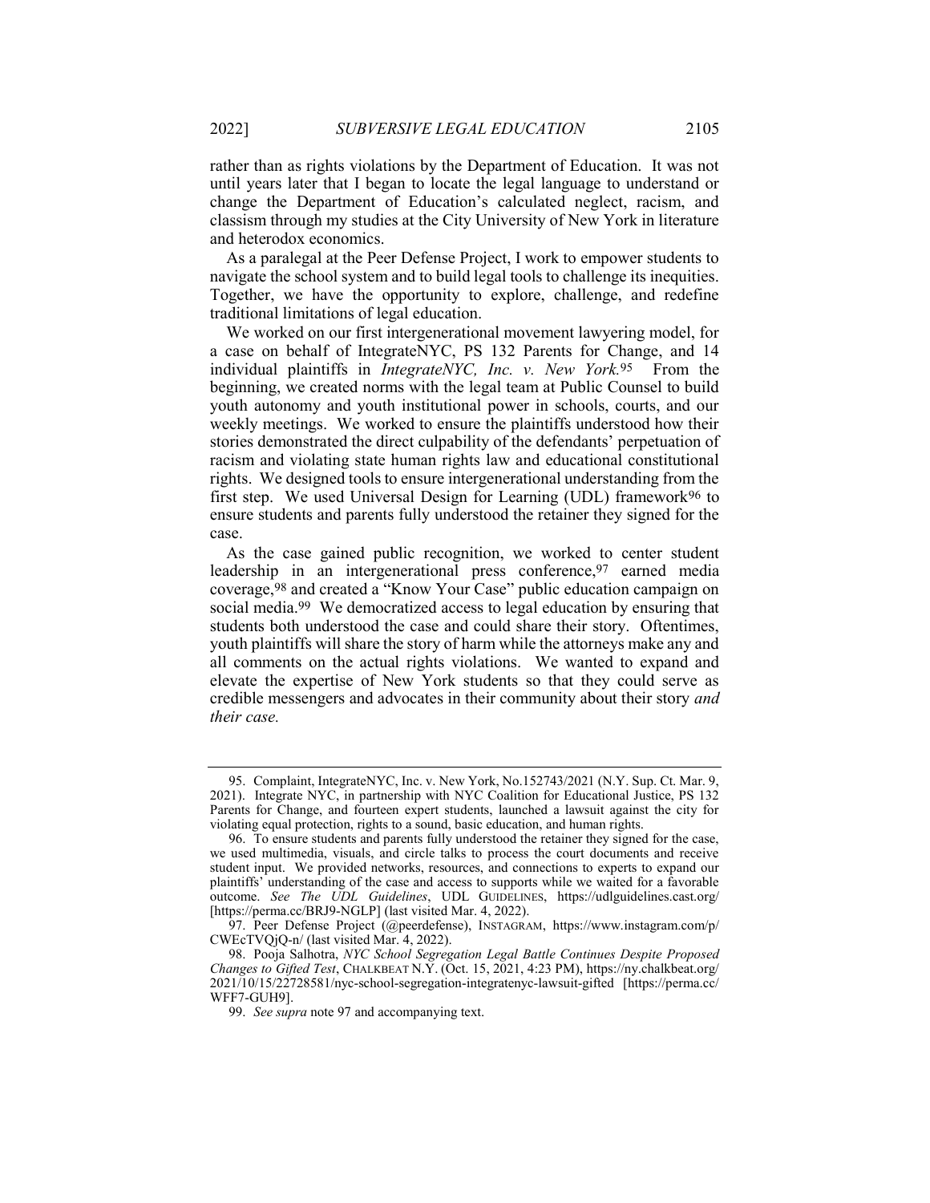rather than as rights violations by the Department of Education. It was not until years later that I began to locate the legal language to understand or change the Department of Education's calculated neglect, racism, and classism through my studies at the City University of New York in literature and heterodox economics.

As a paralegal at the Peer Defense Project, I work to empower students to navigate the school system and to build legal tools to challenge its inequities. Together, we have the opportunity to explore, challenge, and redefine traditional limitations of legal education.

We worked on our first intergenerational movement lawyering model, for a case on behalf of IntegrateNYC, PS 132 Parents for Change, and 14 individual plaintiffs in *IntegrateNYC, Inc. v. New York.*[95] From the beginning, we created norms with the legal team at Public Counsel to build youth autonomy and youth institutional power in schools, courts, and our weekly meetings. We worked to ensure the plaintiffs understood how their stories demonstrated the direct culpability of the defendants' perpetuation of racism and violating state human rights law and educational constitutional rights. We designed tools to ensure intergenerational understanding from the first step. We used Universal Design for Learning (UDL) framework[96] to ensure students and parents fully understood the retainer they signed for the case.

As the case gained public recognition, we worked to center student leadership in an intergenerational press conference,[97] earned media coverage,[98] and created a "Know Your Case" public education campaign on social media.[99] We democratized access to legal education by ensuring that students both understood the case and could share their story. Oftentimes, youth plaintiffs will share the story of harm while the attorneys make any and all comments on the actual rights violations. We wanted to expand and elevate the expertise of New York students so that they could serve as credible messengers and advocates in their community about their story *and their case.*

---

95. Complaint, IntegrateNYC, Inc. v. New York, No.152743/2021 (N.Y. Sup. Ct. Mar. 9, 2021). Integrate NYC, in partnership with NYC Coalition for Educational Justice, PS 132 Parents for Change, and fourteen expert students, launched a lawsuit against the city for violating equal protection, rights to a sound, basic education, and human rights.

96. To ensure students and parents fully understood the retainer they signed for the case, we used multimedia, visuals, and circle talks to process the court documents and receive student input. We provided networks, resources, and connections to experts to expand our plaintiffs' understanding of the case and access to supports while we waited for a favorable outcome. *See The UDL Guidelines*, UDL GUIDELINES, https://udlguidelines.cast.org/ [https://perma.cc/BRJ9-NGLP] (last visited Mar. 4, 2022).

97. Peer Defense Project (@peerdefense), INSTAGRAM, https://www.instagram.com/p/CWEcTVQjQ-n/ (last visited Mar. 4, 2022).

98. Pooja Salhotra, *NYC School Segregation Legal Battle Continues Despite Proposed Changes to Gifted Test*, CHALKBEAT N.Y. (Oct. 15, 2021, 4:23 PM), https://ny.chalkbeat.org/2021/10/15/22728581/nyc-school-segregation-integratenyc-lawsuit-gifted [https://perma.cc/WFF7-GUH9].

99. *See supra* note 97 and accompanying text.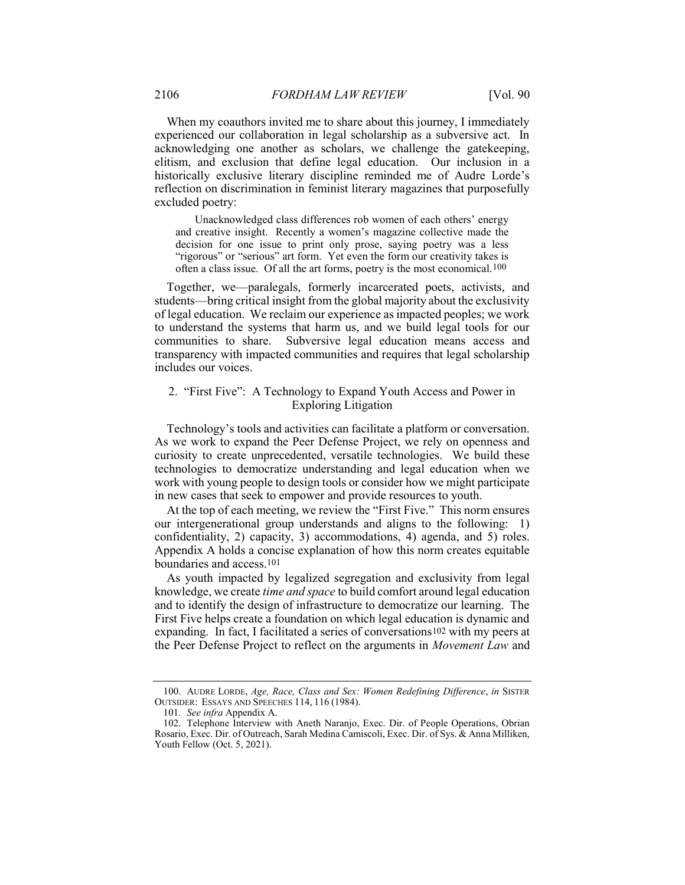When my coauthors invited me to share about this journey, I immediately experienced our collaboration in legal scholarship as a subversive act. In acknowledging one another as scholars, we challenge the gatekeeping, elitism, and exclusion that define legal education. Our inclusion in a historically exclusive literary discipline reminded me of Audre Lorde's reflection on discrimination in feminist literary magazines that purposefully excluded poetry:

> Unacknowledged class differences rob women of each others' energy and creative insight. Recently a women's magazine collective made the decision for one issue to print only prose, saying poetry was a less "rigorous" or "serious" art form. Yet even the form our creativity takes is often a class issue. Of all the art forms, poetry is the most economical.[100]

Together, we—paralegals, formerly incarcerated poets, activists, and students—bring critical insight from the global majority about the exclusivity of legal education. We reclaim our experience as impacted peoples; we work to understand the systems that harm us, and we build legal tools for our communities to share. Subversive legal education means access and transparency with impacted communities and requires that legal scholarship includes our voices.

### 2. "First Five": A Technology to Expand Youth Access and Power in Exploring Litigation

Technology's tools and activities can facilitate a platform or conversation. As we work to expand the Peer Defense Project, we rely on openness and curiosity to create unprecedented, versatile technologies. We build these technologies to democratize understanding and legal education when we work with young people to design tools or consider how we might participate in new cases that seek to empower and provide resources to youth.

At the top of each meeting, we review the "First Five." This norm ensures our intergenerational group understands and aligns to the following: 1) confidentiality, 2) capacity, 3) accommodations, 4) agenda, and 5) roles. Appendix A holds a concise explanation of how this norm creates equitable boundaries and access.[101]

As youth impacted by legalized segregation and exclusivity from legal knowledge, we create *time and space* to build comfort around legal education and to identify the design of infrastructure to democratize our learning. The First Five helps create a foundation on which legal education is dynamic and expanding. In fact, I facilitated a series of conversations[102] with my peers at the Peer Defense Project to reflect on the arguments in *Movement Law* and

---

100. AUDRE LORDE, *Age, Race, Class and Sex: Women Redefining Difference*, *in* SISTER OUTSIDER: ESSAYS AND SPEECHES 114, 116 (1984).

101. *See infra* Appendix A.

102. Telephone Interview with Aneth Naranjo, Exec. Dir. of People Operations, Obrian Rosario, Exec. Dir. of Outreach, Sarah Medina Camiscoli, Exec. Dir. of Sys. & Anna Milliken, Youth Fellow (Oct. 5, 2021).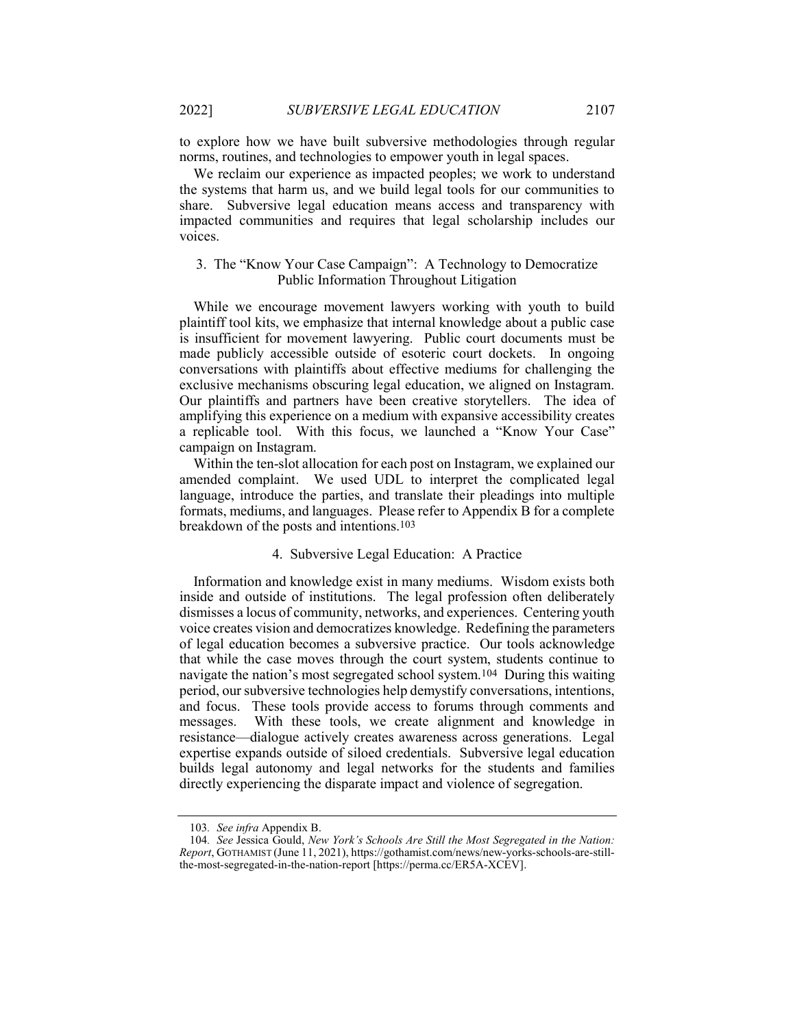to explore how we have built subversive methodologies through regular norms, routines, and technologies to empower youth in legal spaces.

We reclaim our experience as impacted peoples; we work to understand the systems that harm us, and we build legal tools for our communities to share. Subversive legal education means access and transparency with impacted communities and requires that legal scholarship includes our voices.

### 3. The "Know Your Case Campaign": A Technology to Democratize Public Information Throughout Litigation

While we encourage movement lawyers working with youth to build plaintiff tool kits, we emphasize that internal knowledge about a public case is insufficient for movement lawyering. Public court documents must be made publicly accessible outside of esoteric court dockets. In ongoing conversations with plaintiffs about effective mediums for challenging the exclusive mechanisms obscuring legal education, we aligned on Instagram. Our plaintiffs and partners have been creative storytellers. The idea of amplifying this experience on a medium with expansive accessibility creates a replicable tool. With this focus, we launched a "Know Your Case" campaign on Instagram.

Within the ten-slot allocation for each post on Instagram, we explained our amended complaint. We used UDL to interpret the complicated legal language, introduce the parties, and translate their pleadings into multiple formats, mediums, and languages. Please refer to Appendix B for a complete breakdown of the posts and intentions.[103]

### 4. Subversive Legal Education: A Practice

Information and knowledge exist in many mediums. Wisdom exists both inside and outside of institutions. The legal profession often deliberately dismisses a locus of community, networks, and experiences. Centering youth voice creates vision and democratizes knowledge. Redefining the parameters of legal education becomes a subversive practice. Our tools acknowledge that while the case moves through the court system, students continue to navigate the nation's most segregated school system.[104] During this waiting period, our subversive technologies help demystify conversations, intentions, and focus. These tools provide access to forums through comments and messages. With these tools, we create alignment and knowledge in resistance—dialogue actively creates awareness across generations. Legal expertise expands outside of siloed credentials. Subversive legal education builds legal autonomy and legal networks for the students and families directly experiencing the disparate impact and violence of segregation.

---

103. *See infra* Appendix B.

104. *See* Jessica Gould, *New York's Schools Are Still the Most Segregated in the Nation: Report*, GOTHAMIST (June 11, 2021), https://gothamist.com/news/new-yorks-schools-are-still-the-most-segregated-in-the-nation-report [https://perma.cc/ER5A-XCEV].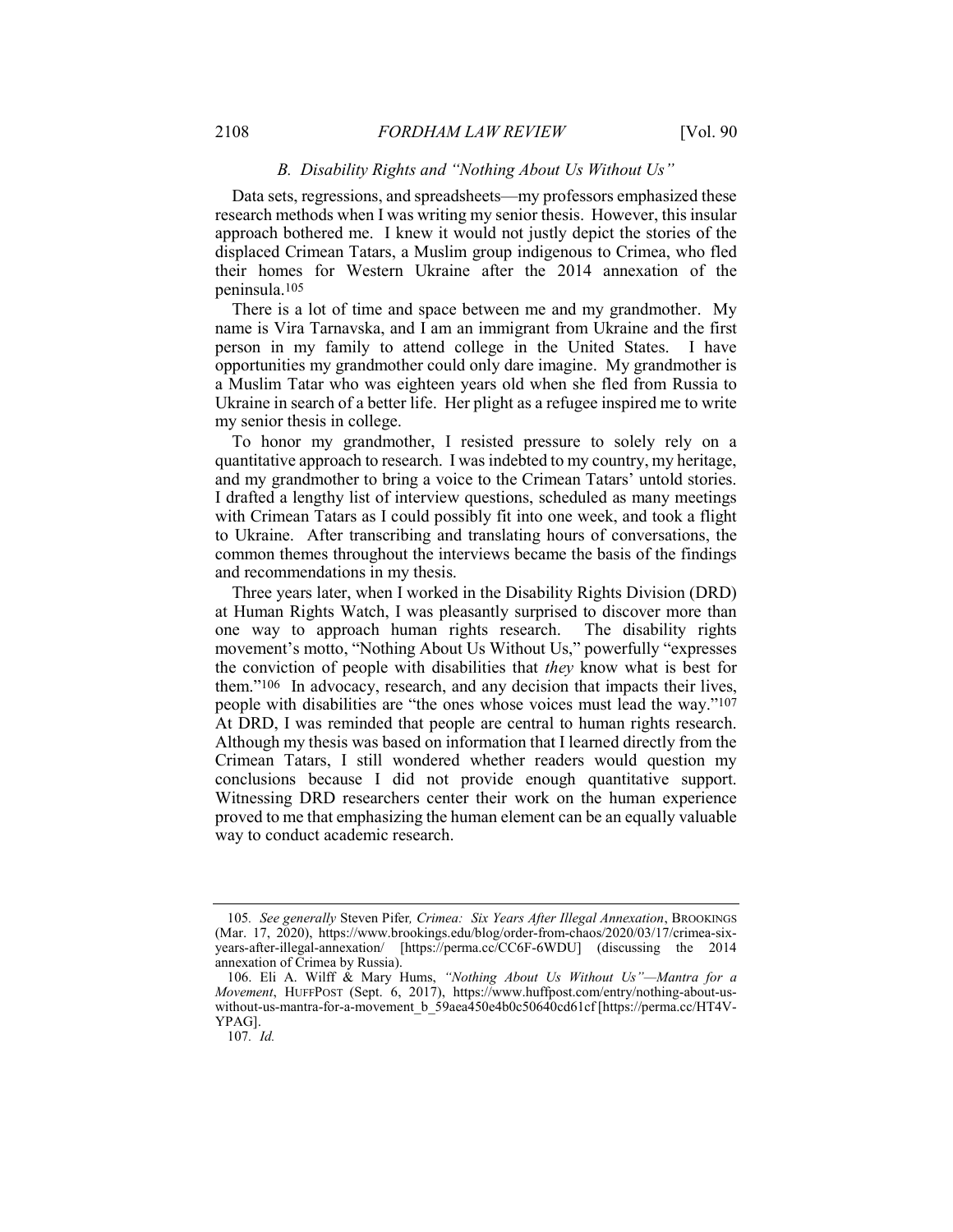### *B. Disability Rights and "Nothing About Us Without Us"*

Data sets, regressions, and spreadsheets—my professors emphasized these research methods when I was writing my senior thesis. However, this insular approach bothered me. I knew it would not justly depict the stories of the displaced Crimean Tatars, a Muslim group indigenous to Crimea, who fled their homes for Western Ukraine after the 2014 annexation of the peninsula.[105]

There is a lot of time and space between me and my grandmother. My name is Vira Tarnavska, and I am an immigrant from Ukraine and the first person in my family to attend college in the United States. I have opportunities my grandmother could only dare imagine. My grandmother is a Muslim Tatar who was eighteen years old when she fled from Russia to Ukraine in search of a better life. Her plight as a refugee inspired me to write my senior thesis in college.

To honor my grandmother, I resisted pressure to solely rely on a quantitative approach to research. I was indebted to my country, my heritage, and my grandmother to bring a voice to the Crimean Tatars' untold stories. I drafted a lengthy list of interview questions, scheduled as many meetings with Crimean Tatars as I could possibly fit into one week, and took a flight to Ukraine. After transcribing and translating hours of conversations, the common themes throughout the interviews became the basis of the findings and recommendations in my thesis.

Three years later, when I worked in the Disability Rights Division (DRD) at Human Rights Watch, I was pleasantly surprised to discover more than one way to approach human rights research. The disability rights movement's motto, "Nothing About Us Without Us," powerfully "expresses the conviction of people with disabilities that *they* know what is best for them."[106] In advocacy, research, and any decision that impacts their lives, people with disabilities are "the ones whose voices must lead the way."[107] At DRD, I was reminded that people are central to human rights research. Although my thesis was based on information that I learned directly from the Crimean Tatars, I still wondered whether readers would question my conclusions because I did not provide enough quantitative support. Witnessing DRD researchers center their work on the human experience proved to me that emphasizing the human element can be an equally valuable way to conduct academic research.

---

105. *See generally* Steven Pifer, *Crimea: Six Years After Illegal Annexation*, BROOKINGS (Mar. 17, 2020), https://www.brookings.edu/blog/order-from-chaos/2020/03/17/crimea-six-years-after-illegal-annexation/ [https://perma.cc/CC6F-6WDU] (discussing the 2014 annexation of Crimea by Russia).

106. Eli A. Wilff & Mary Hums, *"Nothing About Us Without Us"—Mantra for a Movement*, HUFFPOST (Sept. 6, 2017), https://www.huffpost.com/entry/nothing-about-us-without-us-mantra-for-a-movement_b_59aea450e4b0c50640cd61cf [https://perma.cc/HT4V-YPAG].

107. *Id.*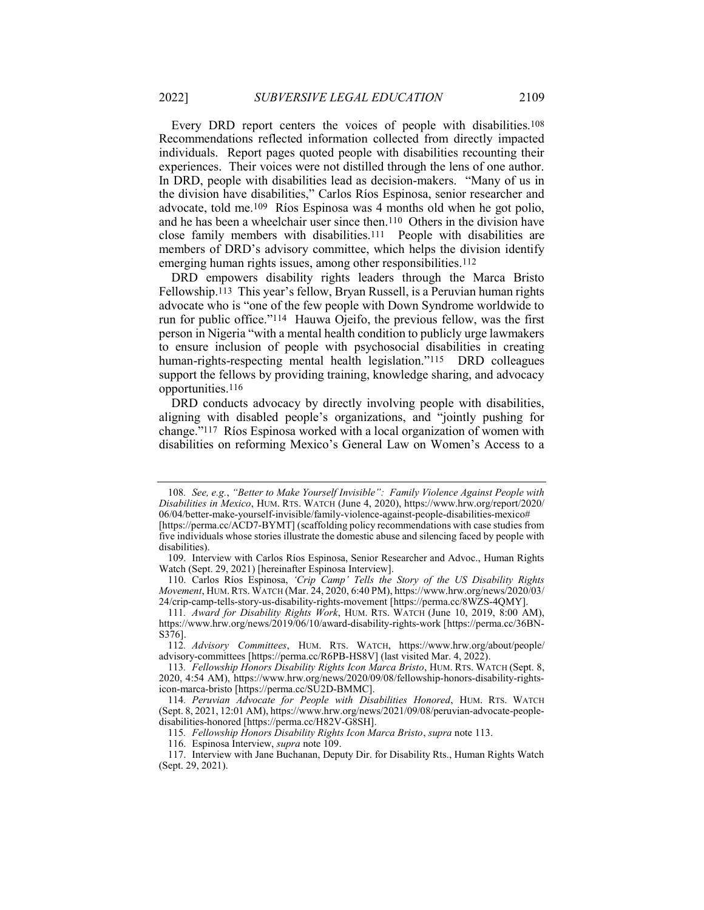Every DRD report centers the voices of people with disabilities.[108] Recommendations reflected information collected from directly impacted individuals. Report pages quoted people with disabilities recounting their experiences. Their voices were not distilled through the lens of one author. In DRD, people with disabilities lead as decision-makers. "Many of us in the division have disabilities," Carlos Ríos Espinosa, senior researcher and advocate, told me.[109] Ríos Espinosa was 4 months old when he got polio, and he has been a wheelchair user since then.[110] Others in the division have close family members with disabilities.[111] People with disabilities are members of DRD's advisory committee, which helps the division identify emerging human rights issues, among other responsibilities.[112]

DRD empowers disability rights leaders through the Marca Bristo Fellowship.[113] This year's fellow, Bryan Russell, is a Peruvian human rights advocate who is "one of the few people with Down Syndrome worldwide to run for public office."[114] Hauwa Ojeifo, the previous fellow, was the first person in Nigeria "with a mental health condition to publicly urge lawmakers to ensure inclusion of people with psychosocial disabilities in creating human-rights-respecting mental health legislation."[115] DRD colleagues support the fellows by providing training, knowledge sharing, and advocacy opportunities.[116]

DRD conducts advocacy by directly involving people with disabilities, aligning with disabled people's organizations, and "jointly pushing for change."[117] Ríos Espinosa worked with a local organization of women with disabilities on reforming Mexico's General Law on Women's Access to a

---

108. *See, e.g.*, *"Better to Make Yourself Invisible": Family Violence Against People with Disabilities in Mexico*, HUM. RTS. WATCH (June 4, 2020), https://www.hrw.org/report/2020/06/04/better-make-yourself-invisible/family-violence-against-people-disabilities-mexico# [https://perma.cc/ACD7-BYMT] (scaffolding policy recommendations with case studies from five individuals whose stories illustrate the domestic abuse and silencing faced by people with disabilities).

109. Interview with Carlos Ríos Espinosa, Senior Researcher and Advoc., Human Rights Watch (Sept. 29, 2021) [hereinafter Espinosa Interview].

110. Carlos Ríos Espinosa, *'Crip Camp' Tells the Story of the US Disability Rights Movement*, HUM. RTS. WATCH (Mar. 24, 2020, 6:40 PM), https://www.hrw.org/news/2020/03/24/crip-camp-tells-story-us-disability-rights-movement [https://perma.cc/8WZS-4QMY].

111. *Award for Disability Rights Work*, HUM. RTS. WATCH (June 10, 2019, 8:00 AM), https://www.hrw.org/news/2019/06/10/award-disability-rights-work [https://perma.cc/36BN-S376].

112. *Advisory Committees*, HUM. RTS. WATCH, https://www.hrw.org/about/people/advisory-committees [https://perma.cc/R6PB-HS8V] (last visited Mar. 4, 2022).

113. *Fellowship Honors Disability Rights Icon Marca Bristo*, HUM. RTS. WATCH (Sept. 8, 2020, 4:54 AM), https://www.hrw.org/news/2020/09/08/fellowship-honors-disability-rights-icon-marca-bristo [https://perma.cc/SU2D-BMMC].

114. *Peruvian Advocate for People with Disabilities Honored*, HUM. RTS. WATCH (Sept. 8, 2021, 12:01 AM), https://www.hrw.org/news/2021/09/08/peruvian-advocate-people-disabilities-honored [https://perma.cc/H82V-G8SH].

115. *Fellowship Honors Disability Rights Icon Marca Bristo*, *supra* note 113.

116. Espinosa Interview, *supra* note 109.

117. Interview with Jane Buchanan, Deputy Dir. for Disability Rts., Human Rights Watch (Sept. 29, 2021).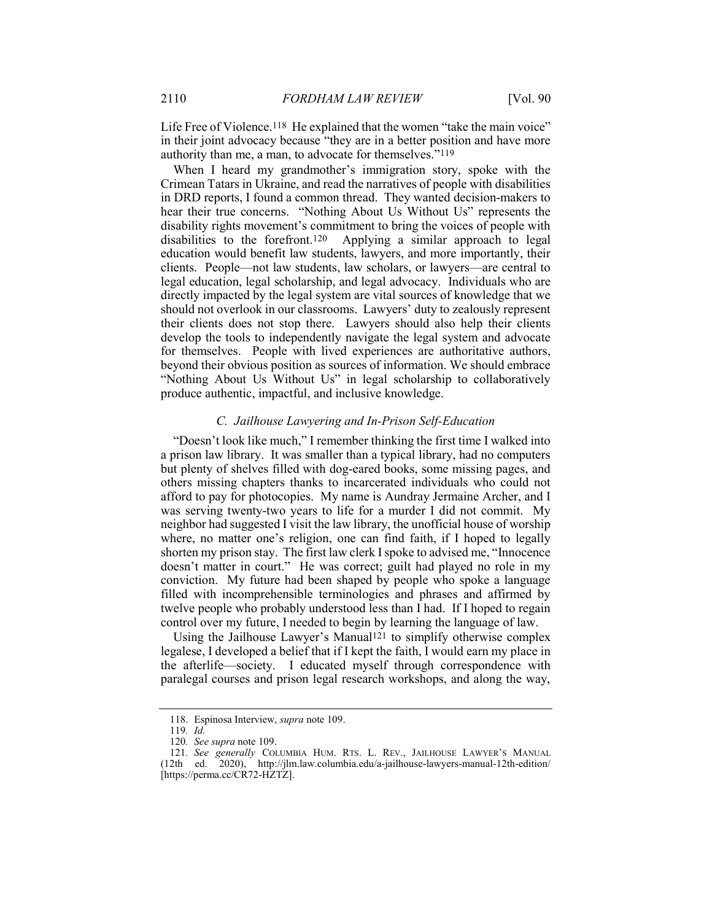Life Free of Violence.[118] He explained that the women "take the main voice" in their joint advocacy because "they are in a better position and have more authority than me, a man, to advocate for themselves."[119]

When I heard my grandmother's immigration story, spoke with the Crimean Tatars in Ukraine, and read the narratives of people with disabilities in DRD reports, I found a common thread. They wanted decision-makers to hear their true concerns. "Nothing About Us Without Us" represents the disability rights movement's commitment to bring the voices of people with disabilities to the forefront.[120] Applying a similar approach to legal education would benefit law students, lawyers, and more importantly, their clients. People—not law students, law scholars, or lawyers—are central to legal education, legal scholarship, and legal advocacy. Individuals who are directly impacted by the legal system are vital sources of knowledge that we should not overlook in our classrooms. Lawyers' duty to zealously represent their clients does not stop there. Lawyers should also help their clients develop the tools to independently navigate the legal system and advocate for themselves. People with lived experiences are authoritative authors, beyond their obvious position as sources of information. We should embrace "Nothing About Us Without Us" in legal scholarship to collaboratively produce authentic, impactful, and inclusive knowledge.

### *C. Jailhouse Lawyering and In-Prison Self-Education*

"Doesn't look like much," I remember thinking the first time I walked into a prison law library. It was smaller than a typical library, had no computers but plenty of shelves filled with dog-eared books, some missing pages, and others missing chapters thanks to incarcerated individuals who could not afford to pay for photocopies. My name is Aundray Jermaine Archer, and I was serving twenty-two years to life for a murder I did not commit. My neighbor had suggested I visit the law library, the unofficial house of worship where, no matter one's religion, one can find faith, if I hoped to legally shorten my prison stay. The first law clerk I spoke to advised me, "Innocence doesn't matter in court." He was correct; guilt had played no role in my conviction. My future had been shaped by people who spoke a language filled with incomprehensible terminologies and phrases and affirmed by twelve people who probably understood less than I had. If I hoped to regain control over my future, I needed to begin by learning the language of law.

Using the Jailhouse Lawyer's Manual[121] to simplify otherwise complex legalese, I developed a belief that if I kept the faith, I would earn my place in the afterlife—society. I educated myself through correspondence with paralegal courses and prison legal research workshops, and along the way,

---

118. Espinosa Interview, *supra* note 109.

119. *Id.*

120. *See supra* note 109.

121. *See generally* COLUMBIA HUM. RTS. L. REV., JAILHOUSE LAWYER'S MANUAL (12th ed. 2020), http://jlm.law.columbia.edu/a-jailhouse-lawyers-manual-12th-edition/ [https://perma.cc/CR72-HZTZ].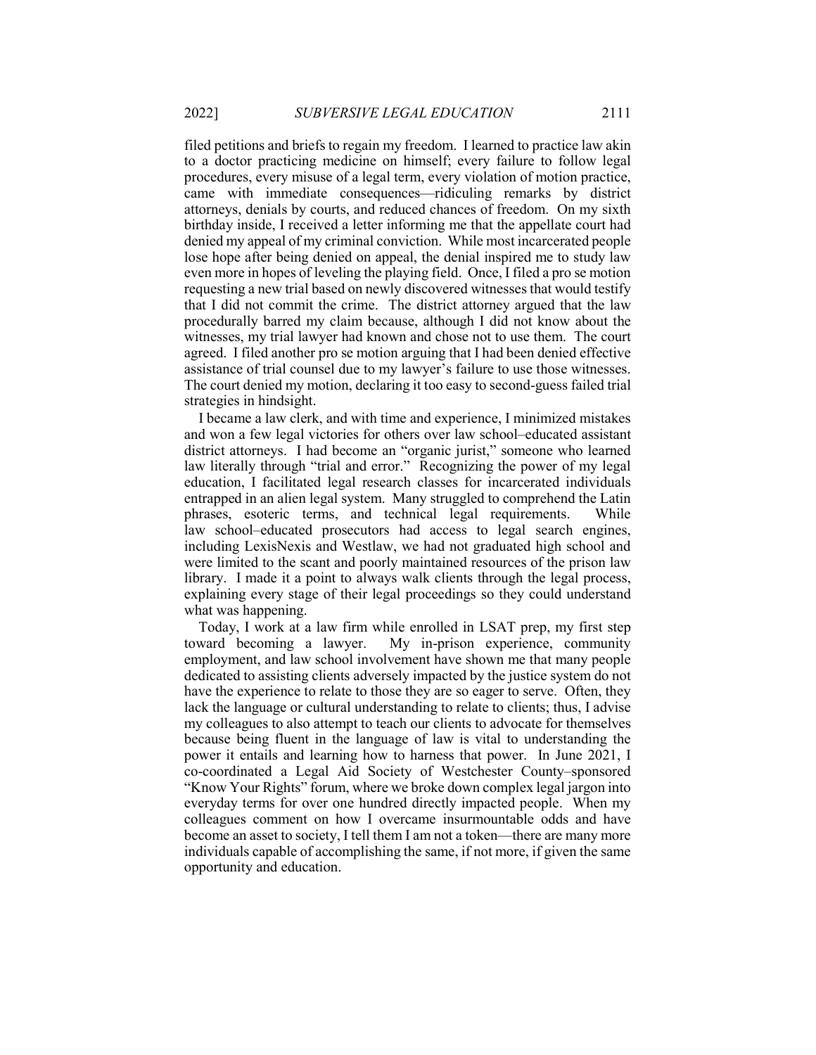filed petitions and briefs to regain my freedom. I learned to practice law akin to a doctor practicing medicine on himself; every failure to follow legal procedures, every misuse of a legal term, every violation of motion practice, came with immediate consequences—ridiculing remarks by district attorneys, denials by courts, and reduced chances of freedom. On my sixth birthday inside, I received a letter informing me that the appellate court had denied my appeal of my criminal conviction. While most incarcerated people lose hope after being denied on appeal, the denial inspired me to study law even more in hopes of leveling the playing field. Once, I filed a pro se motion requesting a new trial based on newly discovered witnesses that would testify that I did not commit the crime. The district attorney argued that the law procedurally barred my claim because, although I did not know about the witnesses, my trial lawyer had known and chose not to use them. The court agreed. I filed another pro se motion arguing that I had been denied effective assistance of trial counsel due to my lawyer's failure to use those witnesses. The court denied my motion, declaring it too easy to second-guess failed trial strategies in hindsight.

I became a law clerk, and with time and experience, I minimized mistakes and won a few legal victories for others over law school–educated assistant district attorneys. I had become an "organic jurist," someone who learned law literally through "trial and error." Recognizing the power of my legal education, I facilitated legal research classes for incarcerated individuals entrapped in an alien legal system. Many struggled to comprehend the Latin phrases, esoteric terms, and technical legal requirements. While law school–educated prosecutors had access to legal search engines, including LexisNexis and Westlaw, we had not graduated high school and were limited to the scant and poorly maintained resources of the prison law library. I made it a point to always walk clients through the legal process, explaining every stage of their legal proceedings so they could understand what was happening.

Today, I work at a law firm while enrolled in LSAT prep, my first step toward becoming a lawyer. My in-prison experience, community employment, and law school involvement have shown me that many people dedicated to assisting clients adversely impacted by the justice system do not have the experience to relate to those they are so eager to serve. Often, they lack the language or cultural understanding to relate to clients; thus, I advise my colleagues to also attempt to teach our clients to advocate for themselves because being fluent in the language of law is vital to understanding the power it entails and learning how to harness that power. In June 2021, I co-coordinated a Legal Aid Society of Westchester County–sponsored "Know Your Rights" forum, where we broke down complex legal jargon into everyday terms for over one hundred directly impacted people. When my colleagues comment on how I overcame insurmountable odds and have become an asset to society, I tell them I am not a token—there are many more individuals capable of accomplishing the same, if not more, if given the same opportunity and education.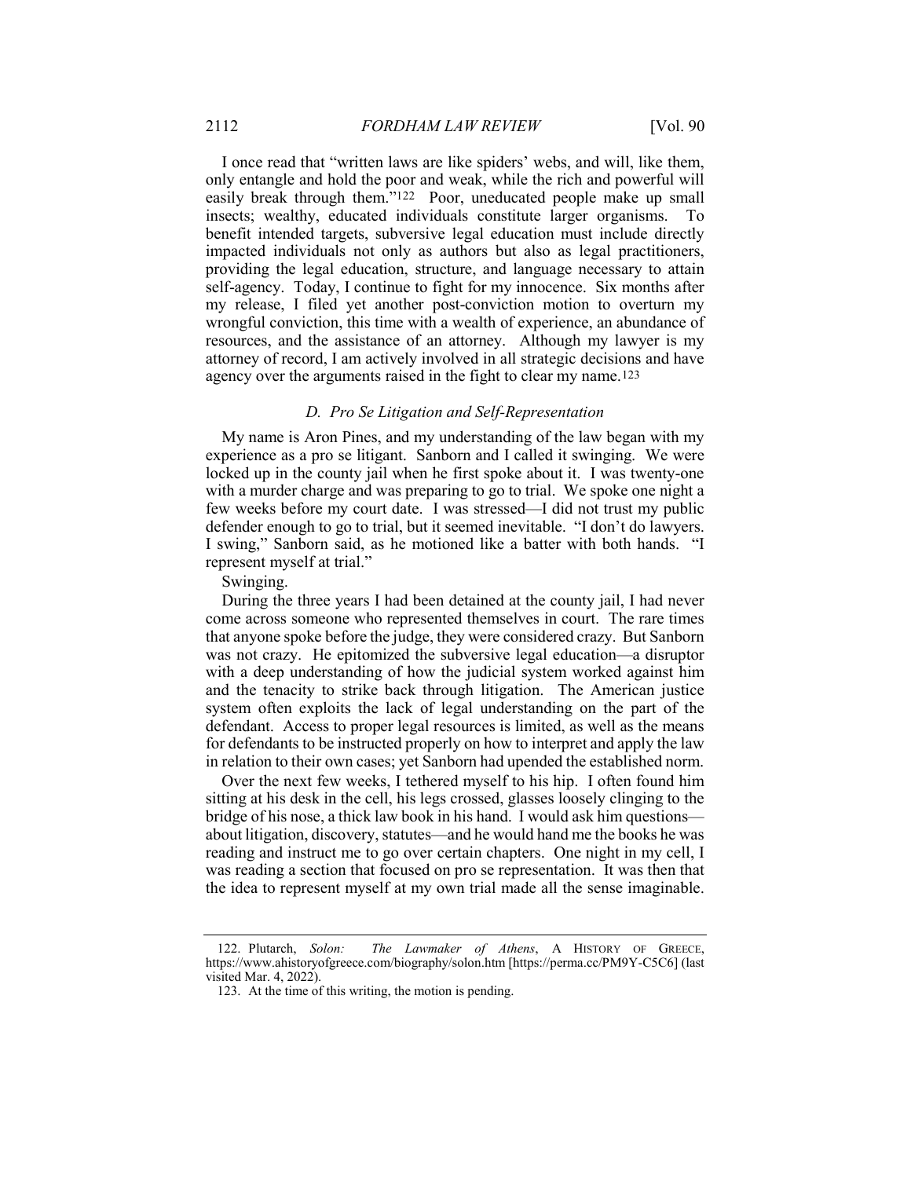I once read that "written laws are like spiders' webs, and will, like them, only entangle and hold the poor and weak, while the rich and powerful will easily break through them."[122] Poor, uneducated people make up small insects; wealthy, educated individuals constitute larger organisms. To benefit intended targets, subversive legal education must include directly impacted individuals not only as authors but also as legal practitioners, providing the legal education, structure, and language necessary to attain self-agency. Today, I continue to fight for my innocence. Six months after my release, I filed yet another post-conviction motion to overturn my wrongful conviction, this time with a wealth of experience, an abundance of resources, and the assistance of an attorney. Although my lawyer is my attorney of record, I am actively involved in all strategic decisions and have agency over the arguments raised in the fight to clear my name.[123]

### *D. Pro Se Litigation and Self-Representation*

My name is Aron Pines, and my understanding of the law began with my experience as a pro se litigant. Sanborn and I called it swinging. We were locked up in the county jail when he first spoke about it. I was twenty-one with a murder charge and was preparing to go to trial. We spoke one night a few weeks before my court date. I was stressed—I did not trust my public defender enough to go to trial, but it seemed inevitable. "I don't do lawyers. I swing," Sanborn said, as he motioned like a batter with both hands. "I represent myself at trial."

Swinging.

During the three years I had been detained at the county jail, I had never come across someone who represented themselves in court. The rare times that anyone spoke before the judge, they were considered crazy. But Sanborn was not crazy. He epitomized the subversive legal education—a disruptor with a deep understanding of how the judicial system worked against him and the tenacity to strike back through litigation. The American justice system often exploits the lack of legal understanding on the part of the defendant. Access to proper legal resources is limited, as well as the means for defendants to be instructed properly on how to interpret and apply the law in relation to their own cases; yet Sanborn had upended the established norm.

Over the next few weeks, I tethered myself to his hip. I often found him sitting at his desk in the cell, his legs crossed, glasses loosely clinging to the bridge of his nose, a thick law book in his hand. I would ask him questions—about litigation, discovery, statutes—and he would hand me the books he was reading and instruct me to go over certain chapters. One night in my cell, I was reading a section that focused on pro se representation. It was then that the idea to represent myself at my own trial made all the sense imaginable.

---

122. Plutarch, *Solon: The Lawmaker of Athens*, A HISTORY OF GREECE, https://www.ahistoryofgreece.com/biography/solon.htm [https://perma.cc/PM9Y-C5C6] (last visited Mar. 4, 2022).

123. At the time of this writing, the motion is pending.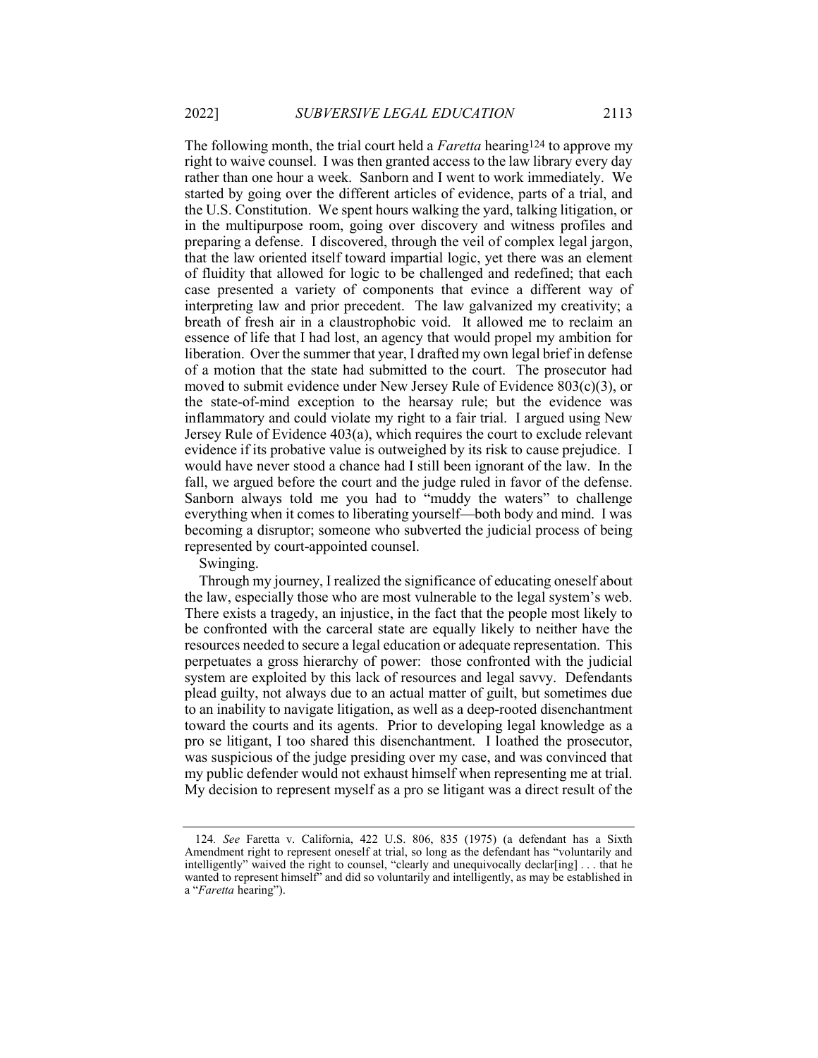The following month, the trial court held a *Faretta* hearing[124] to approve my right to waive counsel. I was then granted access to the law library every day rather than one hour a week. Sanborn and I went to work immediately. We started by going over the different articles of evidence, parts of a trial, and the U.S. Constitution. We spent hours walking the yard, talking litigation, or in the multipurpose room, going over discovery and witness profiles and preparing a defense. I discovered, through the veil of complex legal jargon, that the law oriented itself toward impartial logic, yet there was an element of fluidity that allowed for logic to be challenged and redefined; that each case presented a variety of components that evince a different way of interpreting law and prior precedent. The law galvanized my creativity; a breath of fresh air in a claustrophobic void. It allowed me to reclaim an essence of life that I had lost, an agency that would propel my ambition for liberation. Over the summer that year, I drafted my own legal brief in defense of a motion that the state had submitted to the court. The prosecutor had moved to submit evidence under New Jersey Rule of Evidence 803(c)(3), or the state-of-mind exception to the hearsay rule; but the evidence was inflammatory and could violate my right to a fair trial. I argued using New Jersey Rule of Evidence 403(a), which requires the court to exclude relevant evidence if its probative value is outweighed by its risk to cause prejudice. I would have never stood a chance had I still been ignorant of the law. In the fall, we argued before the court and the judge ruled in favor of the defense. Sanborn always told me you had to "muddy the waters" to challenge everything when it comes to liberating yourself—both body and mind. I was becoming a disruptor; someone who subverted the judicial process of being represented by court-appointed counsel.

Swinging.

Through my journey, I realized the significance of educating oneself about the law, especially those who are most vulnerable to the legal system's web. There exists a tragedy, an injustice, in the fact that the people most likely to be confronted with the carceral state are equally likely to neither have the resources needed to secure a legal education or adequate representation. This perpetuates a gross hierarchy of power: those confronted with the judicial system are exploited by this lack of resources and legal savvy. Defendants plead guilty, not always due to an actual matter of guilt, but sometimes due to an inability to navigate litigation, as well as a deep-rooted disenchantment toward the courts and its agents. Prior to developing legal knowledge as a pro se litigant, I too shared this disenchantment. I loathed the prosecutor, was suspicious of the judge presiding over my case, and was convinced that my public defender would not exhaust himself when representing me at trial. My decision to represent myself as a pro se litigant was a direct result of the

---

124. *See* Faretta v. California, 422 U.S. 806, 835 (1975) (a defendant has a Sixth Amendment right to represent oneself at trial, so long as the defendant has "voluntarily and intelligently" waived the right to counsel, "clearly and unequivocally declar[ing] . . . that he wanted to represent himself" and did so voluntarily and intelligently, as may be established in a "*Faretta* hearing").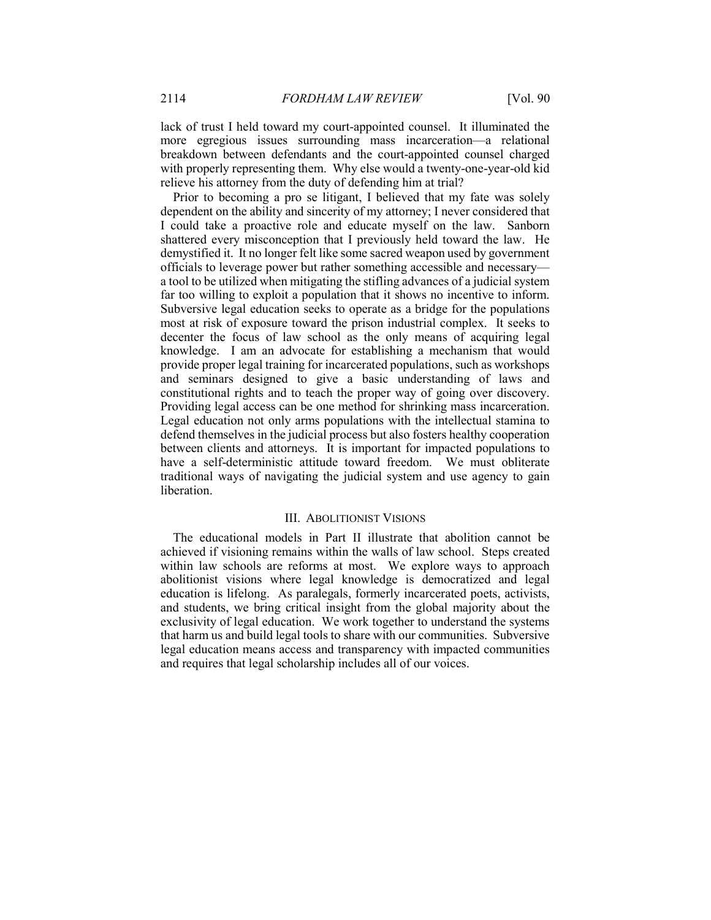lack of trust I held toward my court-appointed counsel. It illuminated the more egregious issues surrounding mass incarceration—a relational breakdown between defendants and the court-appointed counsel charged with properly representing them. Why else would a twenty-one-year-old kid relieve his attorney from the duty of defending him at trial?

Prior to becoming a pro se litigant, I believed that my fate was solely dependent on the ability and sincerity of my attorney; I never considered that I could take a proactive role and educate myself on the law. Sanborn shattered every misconception that I previously held toward the law. He demystified it. It no longer felt like some sacred weapon used by government officials to leverage power but rather something accessible and necessary—a tool to be utilized when mitigating the stifling advances of a judicial system far too willing to exploit a population that it shows no incentive to inform. Subversive legal education seeks to operate as a bridge for the populations most at risk of exposure toward the prison industrial complex. It seeks to decenter the focus of law school as the only means of acquiring legal knowledge. I am an advocate for establishing a mechanism that would provide proper legal training for incarcerated populations, such as workshops and seminars designed to give a basic understanding of laws and constitutional rights and to teach the proper way of going over discovery. Providing legal access can be one method for shrinking mass incarceration. Legal education not only arms populations with the intellectual stamina to defend themselves in the judicial process but also fosters healthy cooperation between clients and attorneys. It is important for impacted populations to have a self-deterministic attitude toward freedom. We must obliterate traditional ways of navigating the judicial system and use agency to gain liberation.

## III. ABOLITIONIST VISIONS

The educational models in Part II illustrate that abolition cannot be achieved if visioning remains within the walls of law school. Steps created within law schools are reforms at most. We explore ways to approach abolitionist visions where legal knowledge is democratized and legal education is lifelong. As paralegals, formerly incarcerated poets, activists, and students, we bring critical insight from the global majority about the exclusivity of legal education. We work together to understand the systems that harm us and build legal tools to share with our communities. Subversive legal education means access and transparency with impacted communities and requires that legal scholarship includes all of our voices.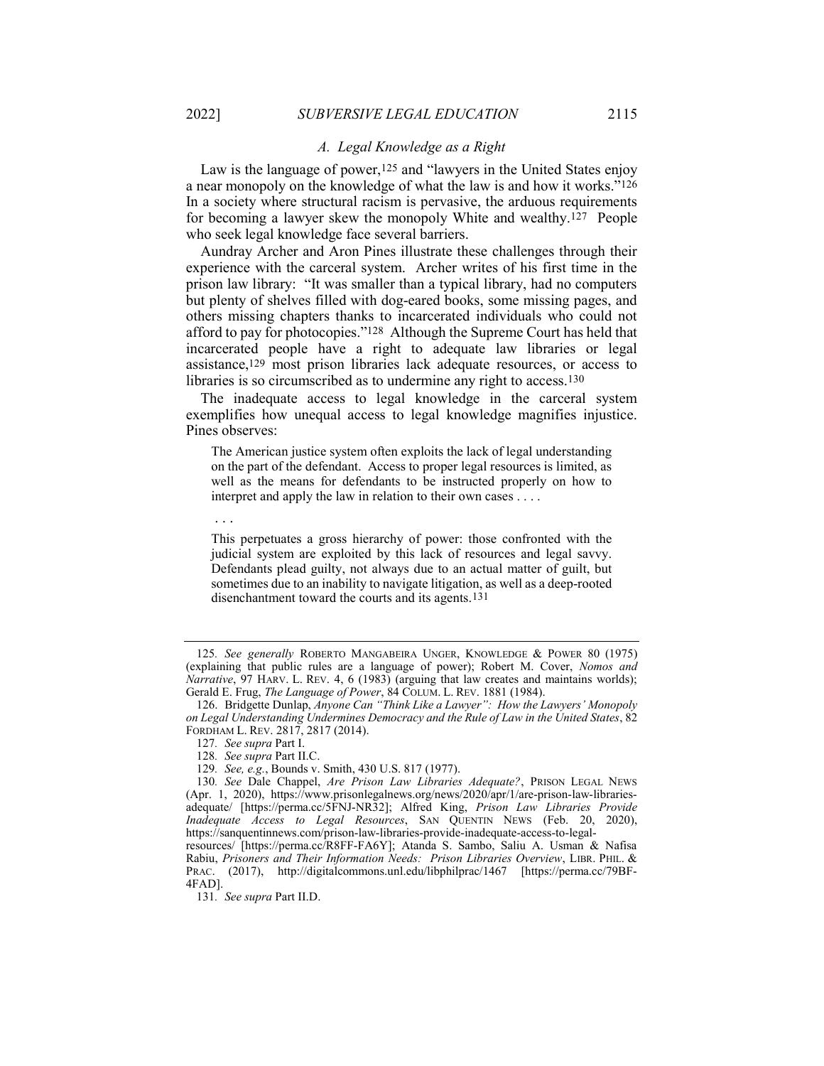### A. Legal Knowledge as a Right

Law is the language of power,[125] and "lawyers in the United States enjoy a near monopoly on the knowledge of what the law is and how it works."[126] In a society where structural racism is pervasive, the arduous requirements for becoming a lawyer skew the monopoly White and wealthy.[127] People who seek legal knowledge face several barriers.

Aundray Archer and Aron Pines illustrate these challenges through their experience with the carceral system. Archer writes of his first time in the prison law library: "It was smaller than a typical library, had no computers but plenty of shelves filled with dog-eared books, some missing pages, and others missing chapters thanks to incarcerated individuals who could not afford to pay for photocopies."[128] Although the Supreme Court has held that incarcerated people have a right to adequate law libraries or legal assistance,[129] most prison libraries lack adequate resources, or access to libraries is so circumscribed as to undermine any right to access.[130]

The inadequate access to legal knowledge in the carceral system exemplifies how unequal access to legal knowledge magnifies injustice. Pines observes:

> The American justice system often exploits the lack of legal understanding on the part of the defendant. Access to proper legal resources is limited, as well as the means for defendants to be instructed properly on how to interpret and apply the law in relation to their own cases . . . .
>
> . . .
>
> This perpetuates a gross hierarchy of power: those confronted with the judicial system are exploited by this lack of resources and legal savvy. Defendants plead guilty, not always due to an actual matter of guilt, but sometimes due to an inability to navigate litigation, as well as a deep-rooted disenchantment toward the courts and its agents.[131]

---

125. *See generally* ROBERTO MANGABEIRA UNGER, KNOWLEDGE & POWER 80 (1975) (explaining that public rules are a language of power); Robert M. Cover, *Nomos and Narrative*, 97 HARV. L. REV. 4, 6 (1983) (arguing that law creates and maintains worlds); Gerald E. Frug, *The Language of Power*, 84 COLUM. L. REV. 1881 (1984).

126. Bridgette Dunlap, *Anyone Can "Think Like a Lawyer": How the Lawyers' Monopoly on Legal Understanding Undermines Democracy and the Rule of Law in the United States*, 82 FORDHAM L. REV. 2817, 2817 (2014).

127. *See supra* Part I.

128. *See supra* Part II.C.

129. *See, e.g.*, Bounds v. Smith, 430 U.S. 817 (1977).

130. *See* Dale Chappel, *Are Prison Law Libraries Adequate?*, PRISON LEGAL NEWS (Apr. 1, 2020), https://www.prisonlegalnews.org/news/2020/apr/1/are-prison-law-libraries-adequate/ [https://perma.cc/5FNJ-NR32]; Alfred King, *Prison Law Libraries Provide Inadequate Access to Legal Resources*, SAN QUENTIN NEWS (Feb. 20, 2020), https://sanquentinnews.com/prison-law-libraries-provide-inadequate-access-to-legal-resources/ [https://perma.cc/R8FF-FA6Y]; Atanda S. Sambo, Saliu A. Usman & Nafisa Rabiu, *Prisoners and Their Information Needs: Prison Libraries Overview*, LIBR. PHIL. & PRAC. (2017), http://digitalcommons.unl.edu/libphilprac/1467 [https://perma.cc/79BF-4FAD].

131. *See supra* Part II.D.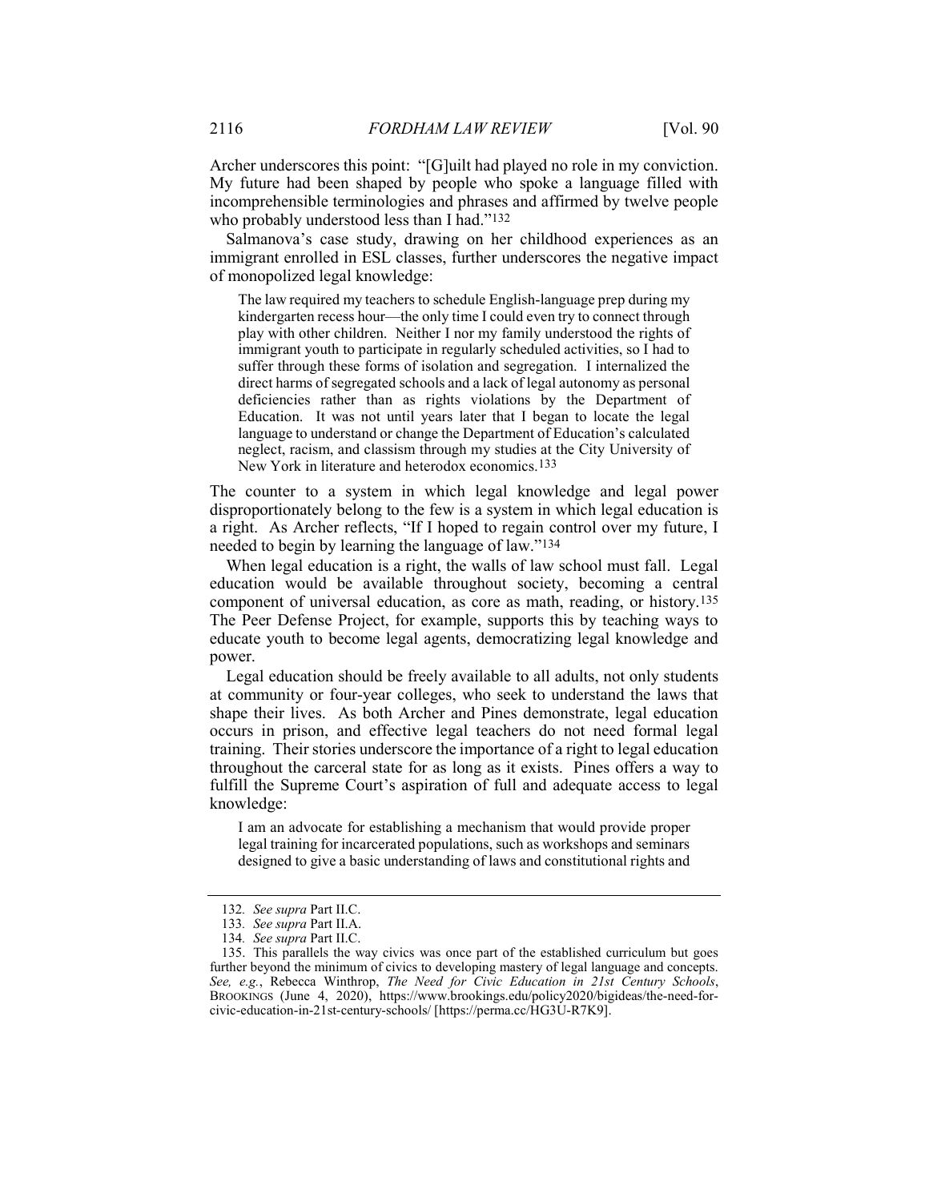Archer underscores this point: "[G]uilt had played no role in my conviction. My future had been shaped by people who spoke a language filled with incomprehensible terminologies and phrases and affirmed by twelve people who probably understood less than I had."[132]

Salmanova's case study, drawing on her childhood experiences as an immigrant enrolled in ESL classes, further underscores the negative impact of monopolized legal knowledge:

> The law required my teachers to schedule English-language prep during my kindergarten recess hour—the only time I could even try to connect through play with other children. Neither I nor my family understood the rights of immigrant youth to participate in regularly scheduled activities, so I had to suffer through these forms of isolation and segregation. I internalized the direct harms of segregated schools and a lack of legal autonomy as personal deficiencies rather than as rights violations by the Department of Education. It was not until years later that I began to locate the legal language to understand or change the Department of Education's calculated neglect, racism, and classism through my studies at the City University of New York in literature and heterodox economics.[133]

The counter to a system in which legal knowledge and legal power disproportionately belong to the few is a system in which legal education is a right. As Archer reflects, "If I hoped to regain control over my future, I needed to begin by learning the language of law."[134]

When legal education is a right, the walls of law school must fall. Legal education would be available throughout society, becoming a central component of universal education, as core as math, reading, or history.[135] The Peer Defense Project, for example, supports this by teaching ways to educate youth to become legal agents, democratizing legal knowledge and power.

Legal education should be freely available to all adults, not only students at community or four-year colleges, who seek to understand the laws that shape their lives. As both Archer and Pines demonstrate, legal education occurs in prison, and effective legal teachers do not need formal legal training. Their stories underscore the importance of a right to legal education throughout the carceral state for as long as it exists. Pines offers a way to fulfill the Supreme Court's aspiration of full and adequate access to legal knowledge:

> I am an advocate for establishing a mechanism that would provide proper legal training for incarcerated populations, such as workshops and seminars designed to give a basic understanding of laws and constitutional rights and

---

132. *See supra* Part II.C.

133. *See supra* Part II.A.

134. *See supra* Part II.C.

135. This parallels the way civics was once part of the established curriculum but goes further beyond the minimum of civics to developing mastery of legal language and concepts. *See, e.g.*, Rebecca Winthrop, *The Need for Civic Education in 21st Century Schools*, BROOKINGS (June 4, 2020), https://www.brookings.edu/policy2020/bigideas/the-need-for-civic-education-in-21st-century-schools/ [https://perma.cc/HG3U-R7K9].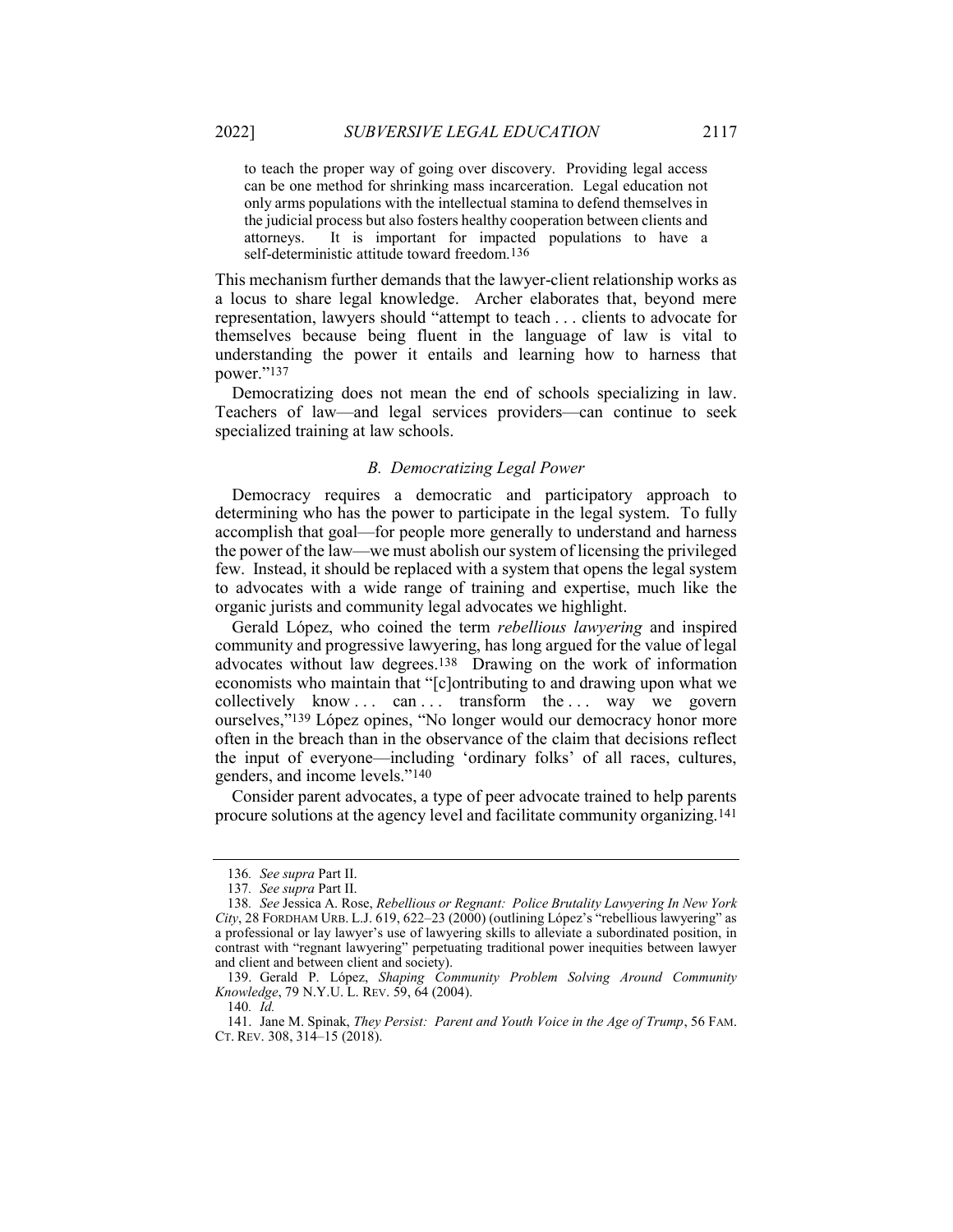> to teach the proper way of going over discovery. Providing legal access can be one method for shrinking mass incarceration. Legal education not only arms populations with the intellectual stamina to defend themselves in the judicial process but also fosters healthy cooperation between clients and attorneys. It is important for impacted populations to have a self-deterministic attitude toward freedom.[136]

This mechanism further demands that the lawyer-client relationship works as a locus to share legal knowledge. Archer elaborates that, beyond mere representation, lawyers should "attempt to teach . . . clients to advocate for themselves because being fluent in the language of law is vital to understanding the power it entails and learning how to harness that power."[137]

Democratizing does not mean the end of schools specializing in law. Teachers of law—and legal services providers—can continue to seek specialized training at law schools.

### *B. Democratizing Legal Power*

Democracy requires a democratic and participatory approach to determining who has the power to participate in the legal system. To fully accomplish that goal—for people more generally to understand and harness the power of the law—we must abolish our system of licensing the privileged few. Instead, it should be replaced with a system that opens the legal system to advocates with a wide range of training and expertise, much like the organic jurists and community legal advocates we highlight.

Gerald López, who coined the term *rebellious lawyering* and inspired community and progressive lawyering, has long argued for the value of legal advocates without law degrees.[138] Drawing on the work of information economists who maintain that "[c]ontributing to and drawing upon what we collectively know . . . can . . . transform the . . . way we govern ourselves,"[139] López opines, "No longer would our democracy honor more often in the breach than in the observance of the claim that decisions reflect the input of everyone—including 'ordinary folks' of all races, cultures, genders, and income levels."[140]

Consider parent advocates, a type of peer advocate trained to help parents procure solutions at the agency level and facilitate community organizing.[141]

---

136. *See supra* Part II.

137. *See supra* Part II.

138. *See* Jessica A. Rose, *Rebellious or Regnant: Police Brutality Lawyering In New York City*, 28 FORDHAM URB. L.J. 619, 622–23 (2000) (outlining López's "rebellious lawyering" as a professional or lay lawyer's use of lawyering skills to alleviate a subordinated position, in contrast with "regnant lawyering" perpetuating traditional power inequities between lawyer and client and between client and society).

139. Gerald P. López, *Shaping Community Problem Solving Around Community Knowledge*, 79 N.Y.U. L. REV. 59, 64 (2004).

140. *Id.*

141. Jane M. Spinak, *They Persist: Parent and Youth Voice in the Age of Trump*, 56 FAM. CT. REV. 308, 314–15 (2018).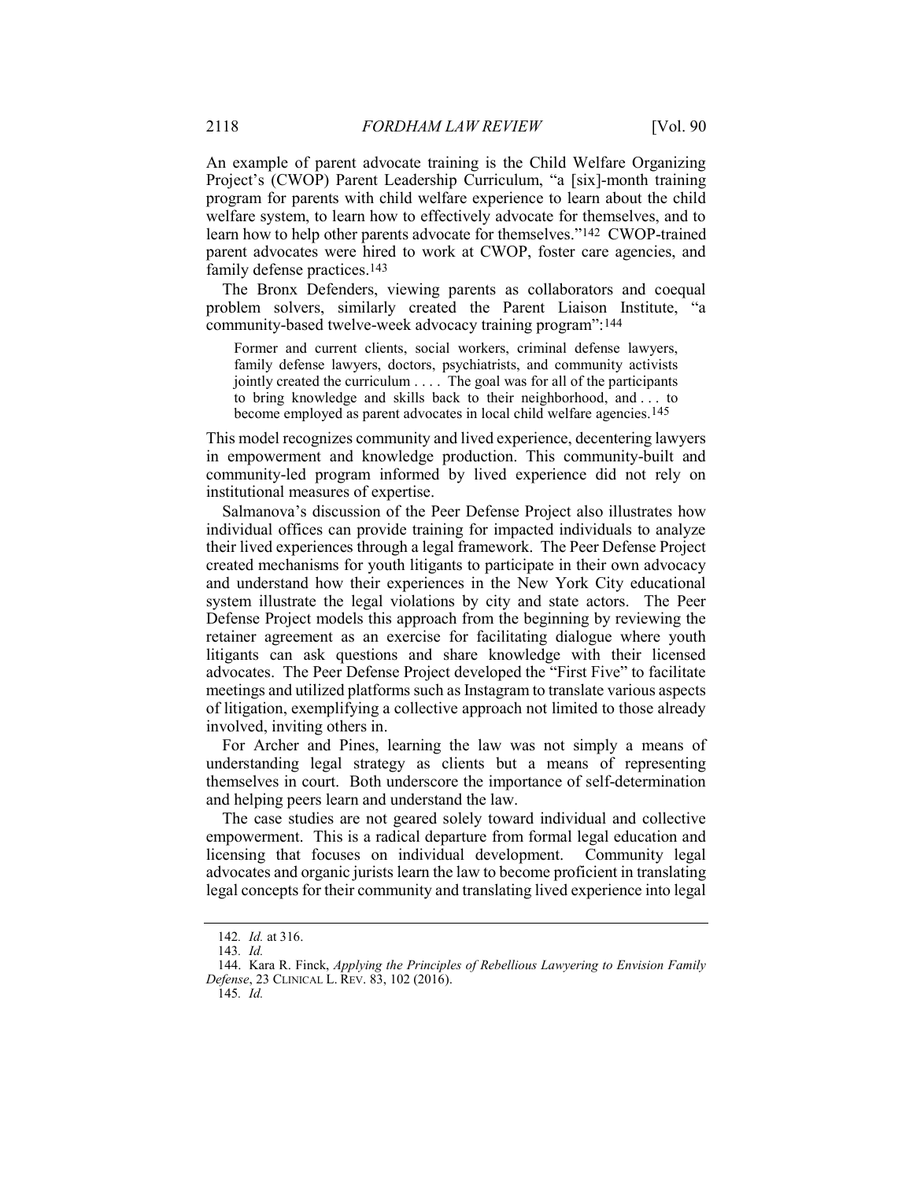An example of parent advocate training is the Child Welfare Organizing Project's (CWOP) Parent Leadership Curriculum, "a [six]-month training program for parents with child welfare experience to learn about the child welfare system, to learn how to effectively advocate for themselves, and to learn how to help other parents advocate for themselves."[142] CWOP-trained parent advocates were hired to work at CWOP, foster care agencies, and family defense practices.[143]

The Bronx Defenders, viewing parents as collaborators and coequal problem solvers, similarly created the Parent Liaison Institute, "a community-based twelve-week advocacy training program":[144]

> Former and current clients, social workers, criminal defense lawyers, family defense lawyers, doctors, psychiatrists, and community activists jointly created the curriculum . . . . The goal was for all of the participants to bring knowledge and skills back to their neighborhood, and . . . to become employed as parent advocates in local child welfare agencies.[145]

This model recognizes community and lived experience, decentering lawyers in empowerment and knowledge production. This community-built and community-led program informed by lived experience did not rely on institutional measures of expertise.

Salmanova's discussion of the Peer Defense Project also illustrates how individual offices can provide training for impacted individuals to analyze their lived experiences through a legal framework. The Peer Defense Project created mechanisms for youth litigants to participate in their own advocacy and understand how their experiences in the New York City educational system illustrate the legal violations by city and state actors. The Peer Defense Project models this approach from the beginning by reviewing the retainer agreement as an exercise for facilitating dialogue where youth litigants can ask questions and share knowledge with their licensed advocates. The Peer Defense Project developed the "First Five" to facilitate meetings and utilized platforms such as Instagram to translate various aspects of litigation, exemplifying a collective approach not limited to those already involved, inviting others in.

For Archer and Pines, learning the law was not simply a means of understanding legal strategy as clients but a means of representing themselves in court. Both underscore the importance of self-determination and helping peers learn and understand the law.

The case studies are not geared solely toward individual and collective empowerment. This is a radical departure from formal legal education and licensing that focuses on individual development. Community legal advocates and organic jurists learn the law to become proficient in translating legal concepts for their community and translating lived experience into legal

---

142. *Id.* at 316.

143. *Id.*

144. Kara R. Finck, *Applying the Principles of Rebellious Lawyering to Envision Family Defense*, 23 CLINICAL L. REV. 83, 102 (2016).

145. *Id.*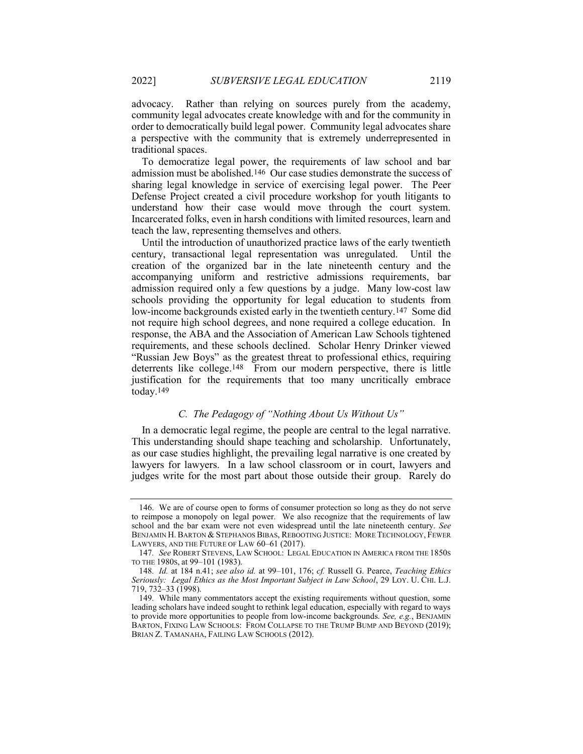advocacy. Rather than relying on sources purely from the academy, community legal advocates create knowledge with and for the community in order to democratically build legal power. Community legal advocates share a perspective with the community that is extremely underrepresented in traditional spaces.

To democratize legal power, the requirements of law school and bar admission must be abolished.[146] Our case studies demonstrate the success of sharing legal knowledge in service of exercising legal power. The Peer Defense Project created a civil procedure workshop for youth litigants to understand how their case would move through the court system. Incarcerated folks, even in harsh conditions with limited resources, learn and teach the law, representing themselves and others.

Until the introduction of unauthorized practice laws of the early twentieth century, transactional legal representation was unregulated. Until the creation of the organized bar in the late nineteenth century and the accompanying uniform and restrictive admissions requirements, bar admission required only a few questions by a judge. Many low-cost law schools providing the opportunity for legal education to students from low-income backgrounds existed early in the twentieth century.[147] Some did not require high school degrees, and none required a college education. In response, the ABA and the Association of American Law Schools tightened requirements, and these schools declined. Scholar Henry Drinker viewed "Russian Jew Boys" as the greatest threat to professional ethics, requiring deterrents like college.[148] From our modern perspective, there is little justification for the requirements that too many uncritically embrace today.[149]

### C. *The Pedagogy of "Nothing About Us Without Us"*

In a democratic legal regime, the people are central to the legal narrative. This understanding should shape teaching and scholarship. Unfortunately, as our case studies highlight, the prevailing legal narrative is one created by lawyers for lawyers. In a law school classroom or in court, lawyers and judges write for the most part about those outside their group. Rarely do

---

146. We are of course open to forms of consumer protection so long as they do not serve to reimpose a monopoly on legal power. We also recognize that the requirements of law school and the bar exam were not even widespread until the late nineteenth century. *See* BENJAMIN H. BARTON & STEPHANOS BIBAS, REBOOTING JUSTICE: MORE TECHNOLOGY, FEWER LAWYERS, AND THE FUTURE OF LAW 60–61 (2017).

147. *See* ROBERT STEVENS, LAW SCHOOL: LEGAL EDUCATION IN AMERICA FROM THE 1850S TO THE 1980S, at 99–101 (1983).

148. *Id.* at 184 n.41; *see also id.* at 99–101, 176; *cf.* Russell G. Pearce, *Teaching Ethics Seriously: Legal Ethics as the Most Important Subject in Law School*, 29 LOY. U. CHI. L.J. 719, 732–33 (1998).

149. While many commentators accept the existing requirements without question, some leading scholars have indeed sought to rethink legal education, especially with regard to ways to provide more opportunities to people from low-income backgrounds. *See, e.g.*, BENJAMIN BARTON, FIXING LAW SCHOOLS: FROM COLLAPSE TO THE TRUMP BUMP AND BEYOND (2019); BRIAN Z. TAMANAHA, FAILING LAW SCHOOLS (2012).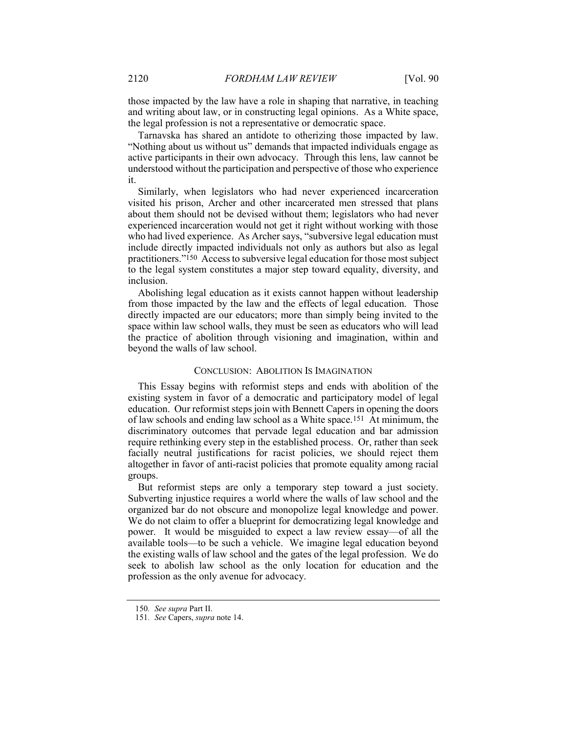those impacted by the law have a role in shaping that narrative, in teaching and writing about law, or in constructing legal opinions. As a White space, the legal profession is not a representative or democratic space.

Tarnavska has shared an antidote to otherizing those impacted by law. "Nothing about us without us" demands that impacted individuals engage as active participants in their own advocacy. Through this lens, law cannot be understood without the participation and perspective of those who experience it.

Similarly, when legislators who had never experienced incarceration visited his prison, Archer and other incarcerated men stressed that plans about them should not be devised without them; legislators who had never experienced incarceration would not get it right without working with those who had lived experience. As Archer says, "subversive legal education must include directly impacted individuals not only as authors but also as legal practitioners."[150] Access to subversive legal education for those most subject to the legal system constitutes a major step toward equality, diversity, and inclusion.

Abolishing legal education as it exists cannot happen without leadership from those impacted by the law and the effects of legal education. Those directly impacted are our educators; more than simply being invited to the space within law school walls, they must be seen as educators who will lead the practice of abolition through visioning and imagination, within and beyond the walls of law school.

## CONCLUSION: ABOLITION IS IMAGINATION

This Essay begins with reformist steps and ends with abolition of the existing system in favor of a democratic and participatory model of legal education. Our reformist steps join with Bennett Capers in opening the doors of law schools and ending law school as a White space.[151] At minimum, the discriminatory outcomes that pervade legal education and bar admission require rethinking every step in the established process. Or, rather than seek facially neutral justifications for racist policies, we should reject them altogether in favor of anti-racist policies that promote equality among racial groups.

But reformist steps are only a temporary step toward a just society. Subverting injustice requires a world where the walls of law school and the organized bar do not obscure and monopolize legal knowledge and power. We do not claim to offer a blueprint for democratizing legal knowledge and power. It would be misguided to expect a law review essay—of all the available tools—to be such a vehicle. We imagine legal education beyond the existing walls of law school and the gates of the legal profession. We do seek to abolish law school as the only location for education and the profession as the only avenue for advocacy.

---

150. *See supra* Part II.

151. *See* Capers, *supra* note 14.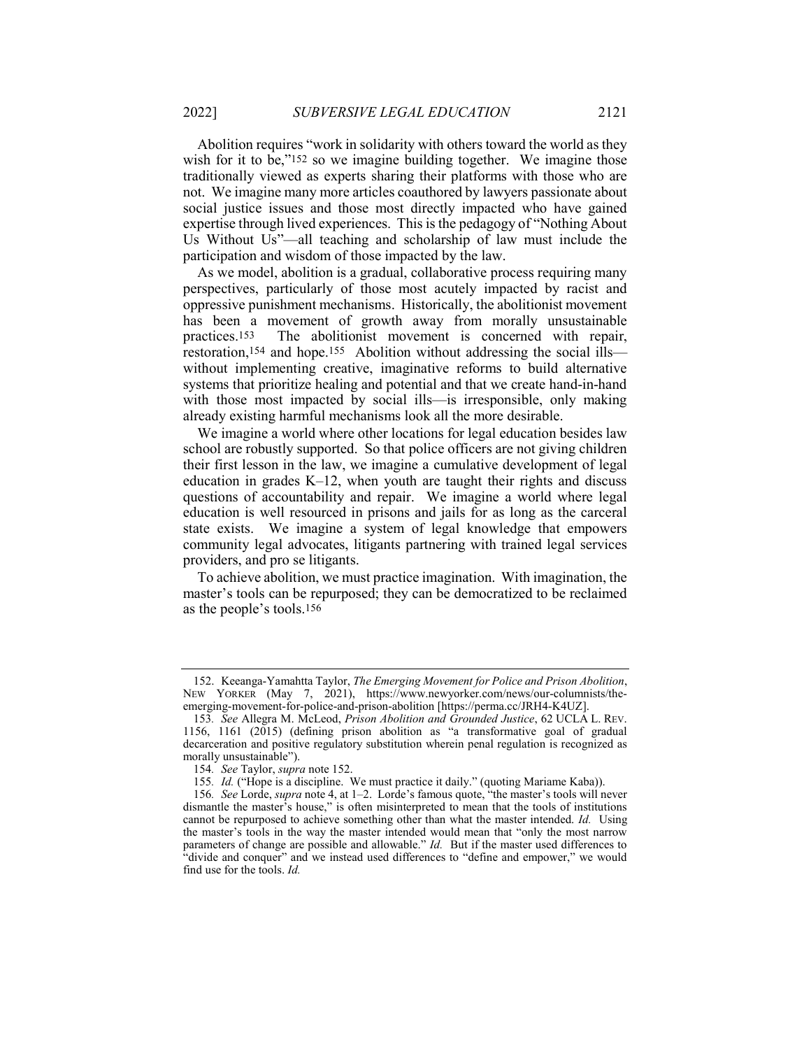Abolition requires "work in solidarity with others toward the world as they wish for it to be,"[152] so we imagine building together. We imagine those traditionally viewed as experts sharing their platforms with those who are not. We imagine many more articles coauthored by lawyers passionate about social justice issues and those most directly impacted who have gained expertise through lived experiences. This is the pedagogy of "Nothing About Us Without Us"—all teaching and scholarship of law must include the participation and wisdom of those impacted by the law.

As we model, abolition is a gradual, collaborative process requiring many perspectives, particularly of those most acutely impacted by racist and oppressive punishment mechanisms. Historically, the abolitionist movement has been a movement of growth away from morally unsustainable practices.[153] The abolitionist movement is concerned with repair, restoration,[154] and hope.[155] Abolition without addressing the social ills—without implementing creative, imaginative reforms to build alternative systems that prioritize healing and potential and that we create hand-in-hand with those most impacted by social ills—is irresponsible, only making already existing harmful mechanisms look all the more desirable.

We imagine a world where other locations for legal education besides law school are robustly supported. So that police officers are not giving children their first lesson in the law, we imagine a cumulative development of legal education in grades K–12, when youth are taught their rights and discuss questions of accountability and repair. We imagine a world where legal education is well resourced in prisons and jails for as long as the carceral state exists. We imagine a system of legal knowledge that empowers community legal advocates, litigants partnering with trained legal services providers, and pro se litigants.

To achieve abolition, we must practice imagination. With imagination, the master's tools can be repurposed; they can be democratized to be reclaimed as the people's tools.[156]

---

152. Keeanga-Yamahtta Taylor, *The Emerging Movement for Police and Prison Abolition*, NEW YORKER (May 7, 2021), https://www.newyorker.com/news/our-columnists/the-emerging-movement-for-police-and-prison-abolition [https://perma.cc/JRH4-K4UZ].

153. *See* Allegra M. McLeod, *Prison Abolition and Grounded Justice*, 62 UCLA L. REV. 1156, 1161 (2015) (defining prison abolition as "a transformative goal of gradual decarceration and positive regulatory substitution wherein penal regulation is recognized as morally unsustainable").

154. *See* Taylor, *supra* note 152.

155. *Id.* ("Hope is a discipline. We must practice it daily." (quoting Mariame Kaba)).

156. *See* Lorde, *supra* note 4, at 1–2. Lorde's famous quote, "the master's tools will never dismantle the master's house," is often misinterpreted to mean that the tools of institutions cannot be repurposed to achieve something other than what the master intended. *Id.* Using the master's tools in the way the master intended would mean that "only the most narrow parameters of change are possible and allowable." *Id.* But if the master used differences to "divide and conquer" and we instead used differences to "define and empower," we would find use for the tools. *Id.*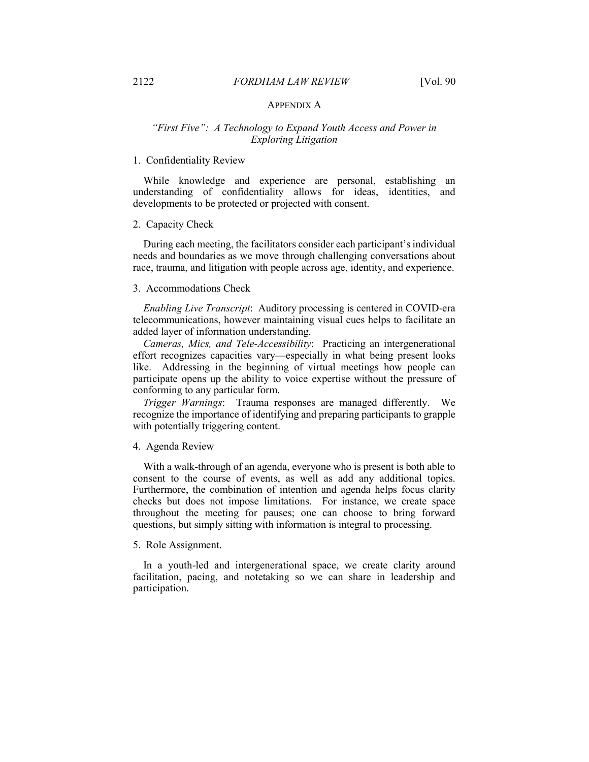## APPENDIX A

### *"First Five": A Technology to Expand Youth Access and Power in Exploring Litigation*

1. Confidentiality Review

While knowledge and experience are personal, establishing an understanding of confidentiality allows for ideas, identities, and developments to be protected or projected with consent.

2. Capacity Check

During each meeting, the facilitators consider each participant's individual needs and boundaries as we move through challenging conversations about race, trauma, and litigation with people across age, identity, and experience.

3. Accommodations Check

*Enabling Live Transcript*: Auditory processing is centered in COVID-era telecommunications, however maintaining visual cues helps to facilitate an added layer of information understanding.

*Cameras, Mics, and Tele-Accessibility*: Practicing an intergenerational effort recognizes capacities vary—especially in what being present looks like. Addressing in the beginning of virtual meetings how people can participate opens up the ability to voice expertise without the pressure of conforming to any particular form.

*Trigger Warnings*: Trauma responses are managed differently. We recognize the importance of identifying and preparing participants to grapple with potentially triggering content.

4. Agenda Review

With a walk-through of an agenda, everyone who is present is both able to consent to the course of events, as well as add any additional topics. Furthermore, the combination of intention and agenda helps focus clarity checks but does not impose limitations. For instance, we create space throughout the meeting for pauses; one can choose to bring forward questions, but simply sitting with information is integral to processing.

5. Role Assignment.

In a youth-led and intergenerational space, we create clarity around facilitation, pacing, and notetaking so we can share in leadership and participation.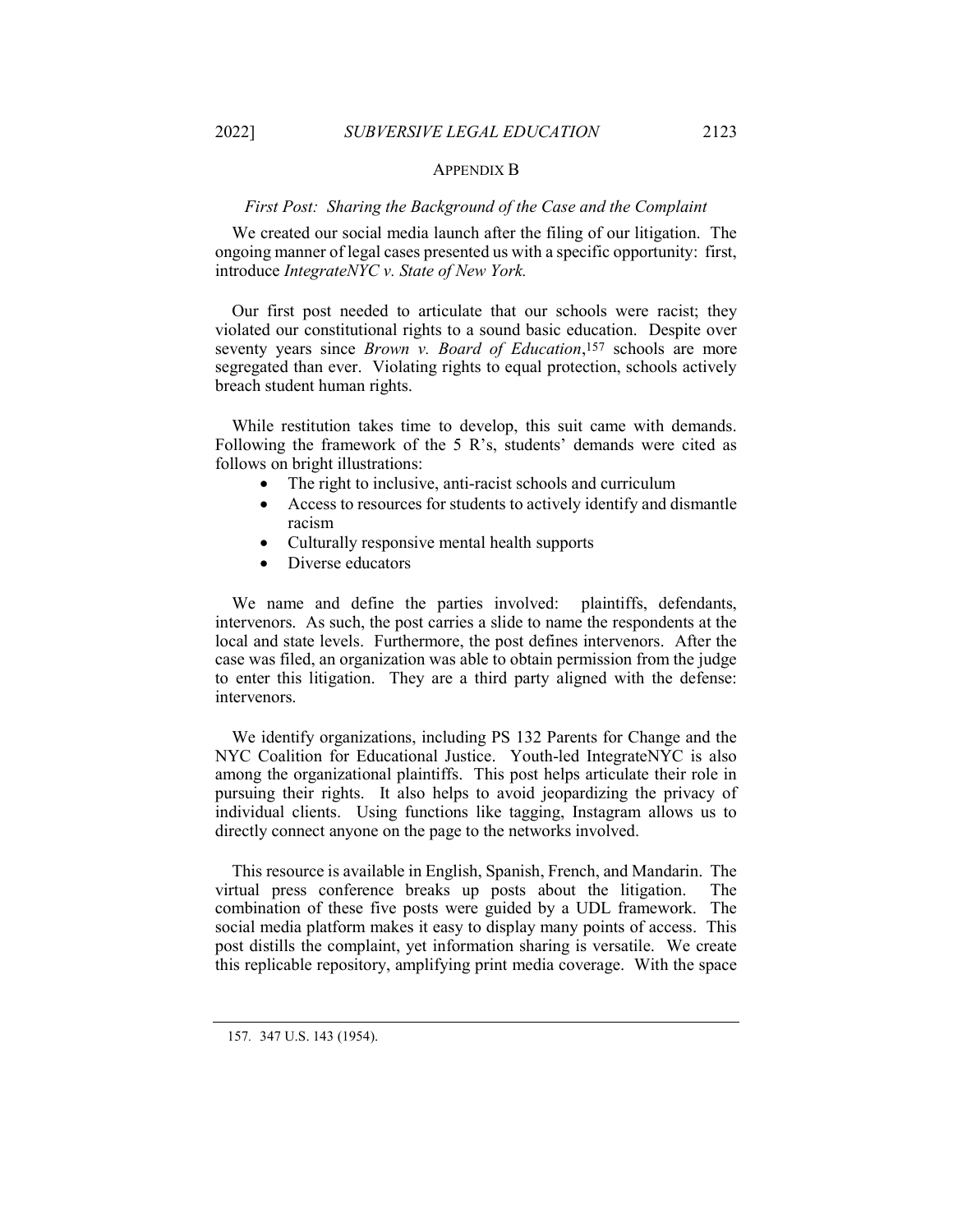## APPENDIX B

### *First Post: Sharing the Background of the Case and the Complaint*

We created our social media launch after the filing of our litigation. The ongoing manner of legal cases presented us with a specific opportunity: first, introduce *IntegrateNYC v. State of New York.*

Our first post needed to articulate that our schools were racist; they violated our constitutional rights to a sound basic education. Despite over seventy years since *Brown v. Board of Education*,[157] schools are more segregated than ever. Violating rights to equal protection, schools actively breach student human rights.

While restitution takes time to develop, this suit came with demands. Following the framework of the 5 R's, students' demands were cited as follows on bright illustrations:

- The right to inclusive, anti-racist schools and curriculum
- Access to resources for students to actively identify and dismantle racism
- Culturally responsive mental health supports
- Diverse educators

We name and define the parties involved: plaintiffs, defendants, intervenors. As such, the post carries a slide to name the respondents at the local and state levels. Furthermore, the post defines intervenors. After the case was filed, an organization was able to obtain permission from the judge to enter this litigation. They are a third party aligned with the defense: intervenors.

We identify organizations, including PS 132 Parents for Change and the NYC Coalition for Educational Justice. Youth-led IntegrateNYC is also among the organizational plaintiffs. This post helps articulate their role in pursuing their rights. It also helps to avoid jeopardizing the privacy of individual clients. Using functions like tagging, Instagram allows us to directly connect anyone on the page to the networks involved.

This resource is available in English, Spanish, French, and Mandarin. The virtual press conference breaks up posts about the litigation. The combination of these five posts were guided by a UDL framework. The social media platform makes it easy to display many points of access. This post distills the complaint, yet information sharing is versatile. We create this replicable repository, amplifying print media coverage. With the space

157. 347 U.S. 143 (1954).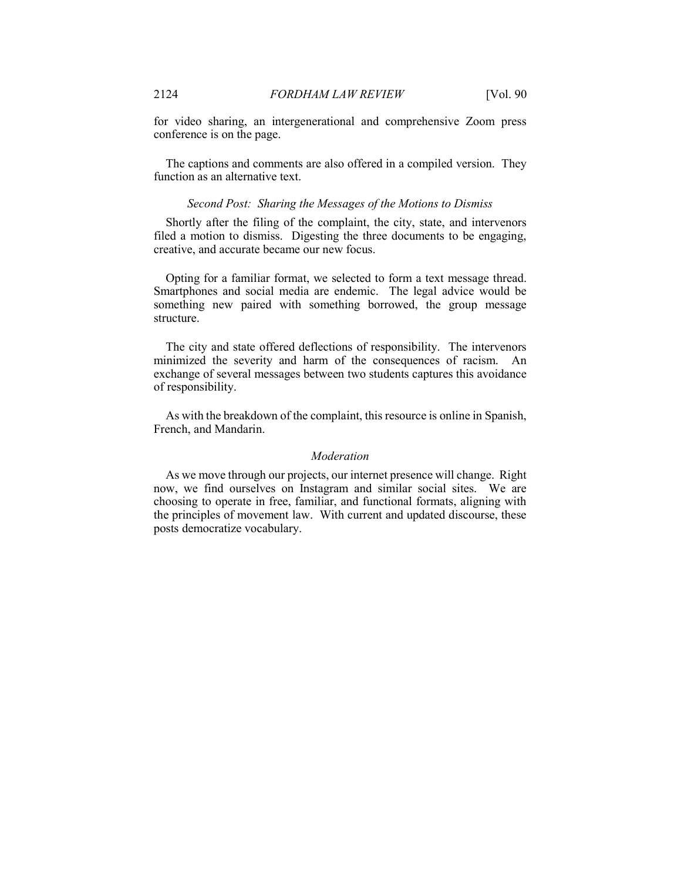for video sharing, an intergenerational and comprehensive Zoom press conference is on the page.

The captions and comments are also offered in a compiled version. They function as an alternative text.

*Second Post: Sharing the Messages of the Motions to Dismiss*

Shortly after the filing of the complaint, the city, state, and intervenors filed a motion to dismiss. Digesting the three documents to be engaging, creative, and accurate became our new focus.

Opting for a familiar format, we selected to form a text message thread. Smartphones and social media are endemic. The legal advice would be something new paired with something borrowed, the group message structure.

The city and state offered deflections of responsibility. The intervenors minimized the severity and harm of the consequences of racism. An exchange of several messages between two students captures this avoidance of responsibility.

As with the breakdown of the complaint, this resource is online in Spanish, French, and Mandarin.

*Moderation*

As we move through our projects, our internet presence will change. Right now, we find ourselves on Instagram and similar social sites. We are choosing to operate in free, familiar, and functional formats, aligning with the principles of movement law. With current and updated discourse, these posts democratize vocabulary.